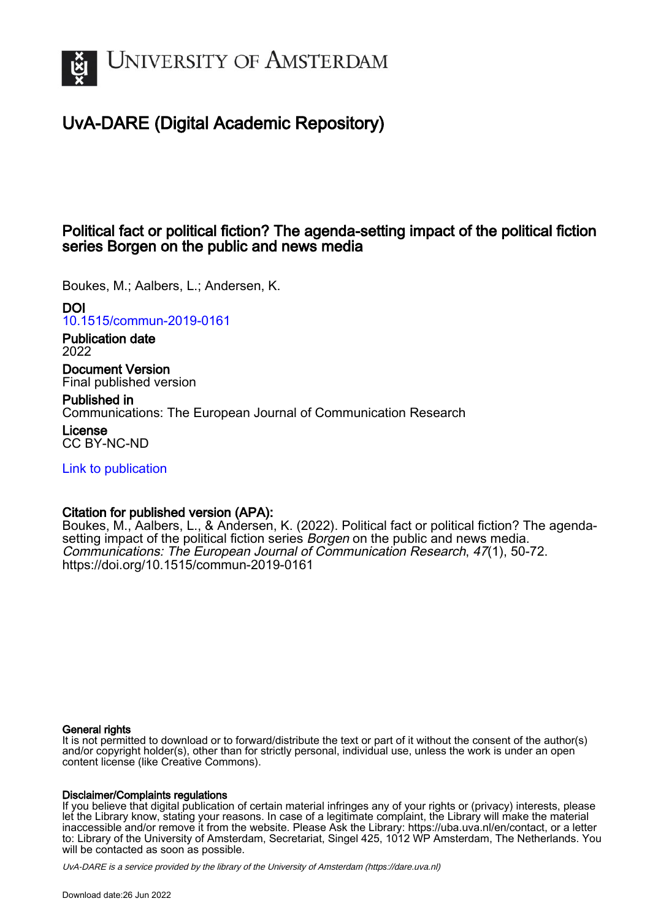# UvA-DARE (Digital Academic Repository)

## Political fact or political fiction? The agenda-setting impact of the political fiction series Borgen on the public and news media

Boukes, M.; Aalbers, L.; Andersen, K.

**DOI**
10.1515/commun-2019-0161

**Publication date**
2022

**Document Version**
Final published version

**Published in**
Communications: The European Journal of Communication Research

**License**
CC BY-NC-ND

Link to publication

**Citation for published version (APA):**
Boukes, M., Aalbers, L., & Andersen, K. (2022). Political fact or political fiction? The agenda-setting impact of the political fiction series *Borgen* on the public and news media. *Communications: The European Journal of Communication Research*, *47*(1), 50-72. https://doi.org/10.1515/commun-2019-0161

**General rights**
It is not permitted to download or to forward/distribute the text or part of it without the consent of the author(s) and/or copyright holder(s), other than for strictly personal, individual use, unless the work is under an open content license (like Creative Commons).

**Disclaimer/Complaints regulations**
If you believe that digital publication of certain material infringes any of your rights or (privacy) interests, please let the Library know, stating your reasons. In case of a legitimate complaint, the Library will make the material inaccessible and/or remove it from the website. Please Ask the Library: https://uba.uva.nl/en/contact, or a letter to: Library of the University of Amsterdam, Secretariat, Singel 425, 1012 WP Amsterdam, The Netherlands. You will be contacted as soon as possible.

UvA-DARE is a service provided by the library of the University of Amsterdam (https://dare.uva.nl)

Download date:26 Jun 2022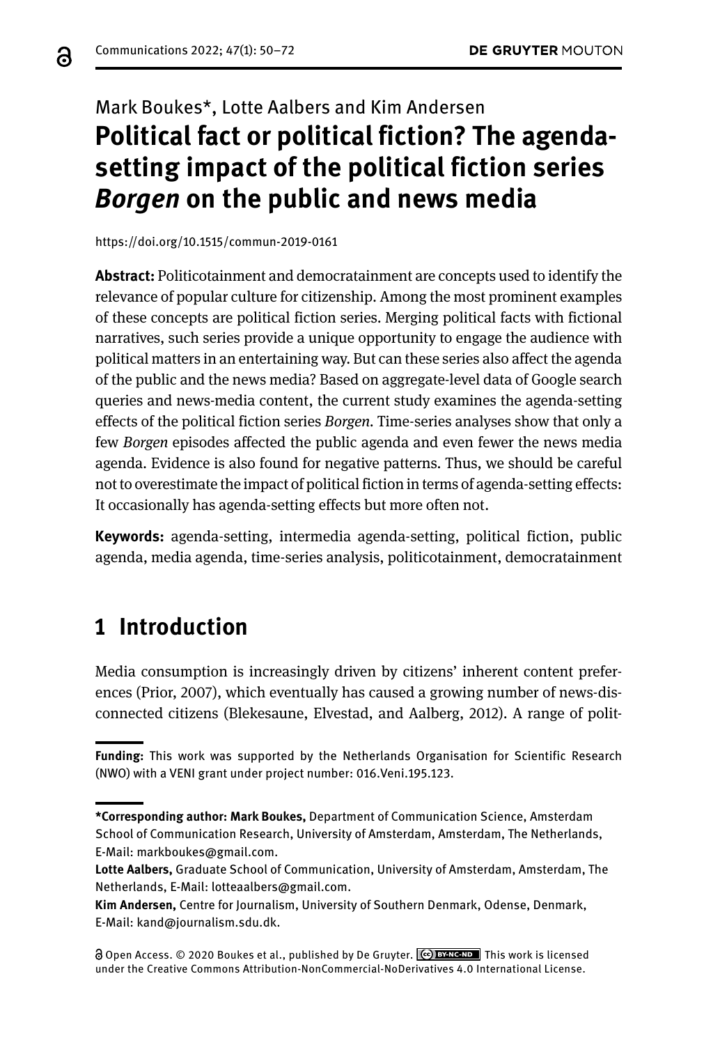Mark Boukes*, Lotte Aalbers and Kim Andersen

# Political fact or political fiction? The agenda-setting impact of the political fiction series *Borgen* on the public and news media

https://doi.org/10.1515/commun-2019-0161

**Abstract:** Politicotainment and democratainment are concepts used to identify the relevance of popular culture for citizenship. Among the most prominent examples of these concepts are political fiction series. Merging political facts with fictional narratives, such series provide a unique opportunity to engage the audience with political matters in an entertaining way. But can these series also affect the agenda of the public and the news media? Based on aggregate-level data of Google search queries and news-media content, the current study examines the agenda-setting effects of the political fiction series *Borgen*. Time-series analyses show that only a few *Borgen* episodes affected the public agenda and even fewer the news media agenda. Evidence is also found for negative patterns. Thus, we should be careful not to overestimate the impact of political fiction in terms of agenda-setting effects: It occasionally has agenda-setting effects but more often not.

**Keywords:** agenda-setting, intermedia agenda-setting, political fiction, public agenda, media agenda, time-series analysis, politicotainment, democratainment

## 1 Introduction

Media consumption is increasingly driven by citizens' inherent content preferences (Prior, 2007), which eventually has caused a growing number of news-disconnected citizens (Blekesaune, Elvestad, and Aalberg, 2012). A range of polit-

---

**Funding:** This work was supported by the Netherlands Organisation for Scientific Research (NWO) with a VENI grant under project number: 016.Veni.195.123.

---

***Corresponding author: Mark Boukes,** Department of Communication Science, Amsterdam School of Communication Research, University of Amsterdam, Amsterdam, The Netherlands, E-Mail: markboukes@gmail.com.

**Lotte Aalbers,** Graduate School of Communication, University of Amsterdam, Amsterdam, The Netherlands, E-Mail: lotteaalbers@gmail.com.

**Kim Andersen,** Centre for Journalism, University of Southern Denmark, Odense, Denmark, E-Mail: kand@journalism.sdu.dk.

Open Access. © 2020 Boukes et al., published by De Gruyter. This work is licensed under the Creative Commons Attribution-NonCommercial-NoDerivatives 4.0 International License.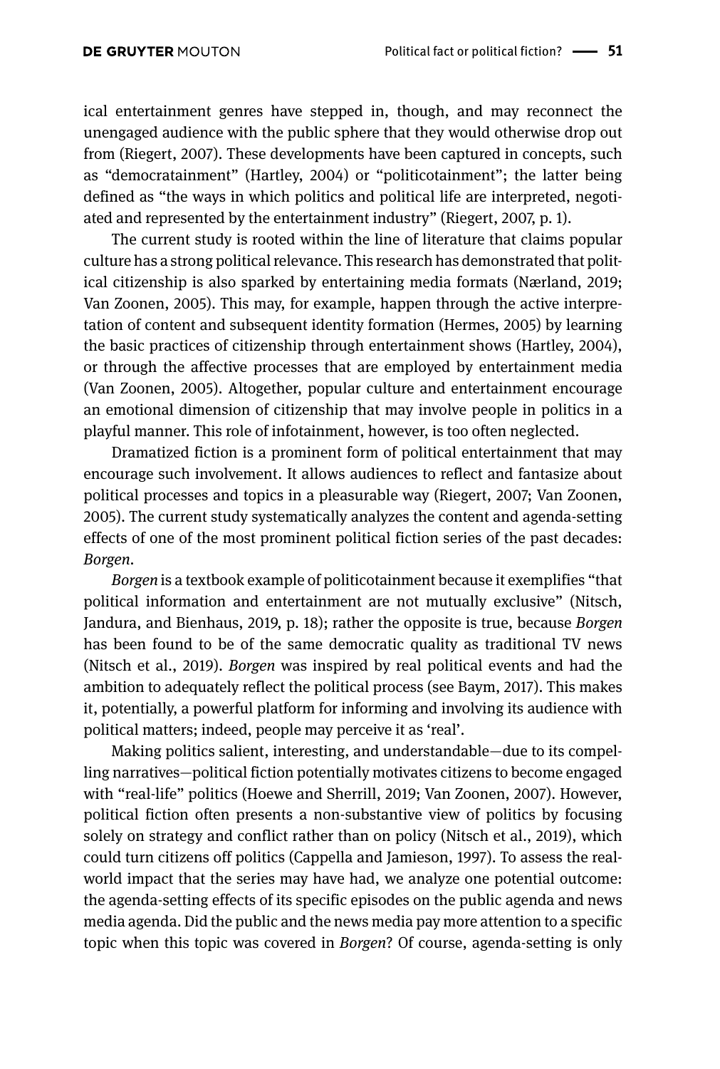ical entertainment genres have stepped in, though, and may reconnect the unengaged audience with the public sphere that they would otherwise drop out from (Riegert, 2007). These developments have been captured in concepts, such as "democratainment" (Hartley, 2004) or "politicotainment"; the latter being defined as "the ways in which politics and political life are interpreted, negotiated and represented by the entertainment industry" (Riegert, 2007, p. 1).

The current study is rooted within the line of literature that claims popular culture has a strong political relevance. This research has demonstrated that political citizenship is also sparked by entertaining media formats (Nærland, 2019; Van Zoonen, 2005). This may, for example, happen through the active interpretation of content and subsequent identity formation (Hermes, 2005) by learning the basic practices of citizenship through entertainment shows (Hartley, 2004), or through the affective processes that are employed by entertainment media (Van Zoonen, 2005). Altogether, popular culture and entertainment encourage an emotional dimension of citizenship that may involve people in politics in a playful manner. This role of infotainment, however, is too often neglected.

Dramatized fiction is a prominent form of political entertainment that may encourage such involvement. It allows audiences to reflect and fantasize about political processes and topics in a pleasurable way (Riegert, 2007; Van Zoonen, 2005). The current study systematically analyzes the content and agenda-setting effects of one of the most prominent political fiction series of the past decades: *Borgen*.

*Borgen* is a textbook example of politicotainment because it exemplifies "that political information and entertainment are not mutually exclusive" (Nitsch, Jandura, and Bienhaus, 2019, p. 18); rather the opposite is true, because *Borgen* has been found to be of the same democratic quality as traditional TV news (Nitsch et al., 2019). *Borgen* was inspired by real political events and had the ambition to adequately reflect the political process (see Baym, 2017). This makes it, potentially, a powerful platform for informing and involving its audience with political matters; indeed, people may perceive it as 'real'.

Making politics salient, interesting, and understandable—due to its compelling narratives—political fiction potentially motivates citizens to become engaged with "real-life" politics (Hoewe and Sherrill, 2019; Van Zoonen, 2007). However, political fiction often presents a non-substantive view of politics by focusing solely on strategy and conflict rather than on policy (Nitsch et al., 2019), which could turn citizens off politics (Cappella and Jamieson, 1997). To assess the real-world impact that the series may have had, we analyze one potential outcome: the agenda-setting effects of its specific episodes on the public agenda and news media agenda. Did the public and the news media pay more attention to a specific topic when this topic was covered in *Borgen*? Of course, agenda-setting is only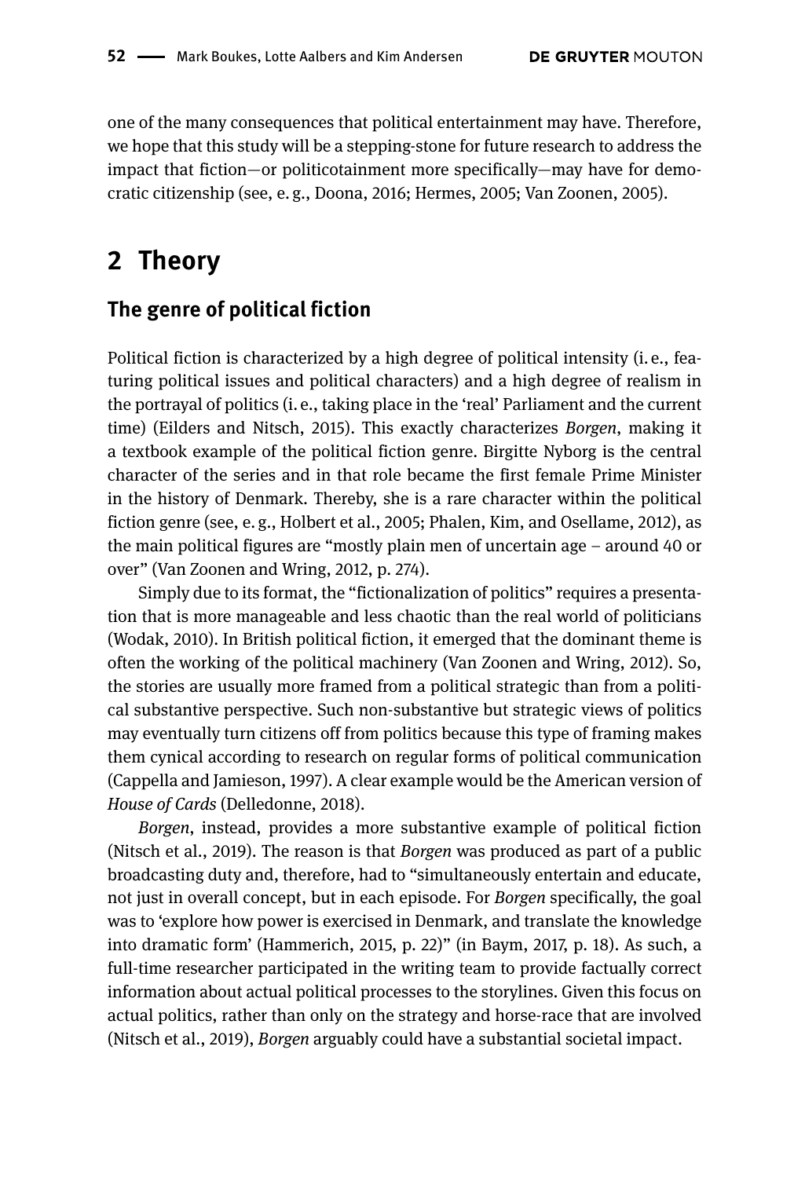one of the many consequences that political entertainment may have. Therefore, we hope that this study will be a stepping-stone for future research to address the impact that fiction—or politicotainment more specifically—may have for democratic citizenship (see, e. g., Doona, 2016; Hermes, 2005; Van Zoonen, 2005).

# 2 Theory

## The genre of political fiction

Political fiction is characterized by a high degree of political intensity (i. e., featuring political issues and political characters) and a high degree of realism in the portrayal of politics (i. e., taking place in the 'real' Parliament and the current time) (Eilders and Nitsch, 2015). This exactly characterizes *Borgen*, making it a textbook example of the political fiction genre. Birgitte Nyborg is the central character of the series and in that role became the first female Prime Minister in the history of Denmark. Thereby, she is a rare character within the political fiction genre (see, e. g., Holbert et al., 2005; Phalen, Kim, and Osellame, 2012), as the main political figures are "mostly plain men of uncertain age – around 40 or over" (Van Zoonen and Wring, 2012, p. 274).

Simply due to its format, the "fictionalization of politics" requires a presentation that is more manageable and less chaotic than the real world of politicians (Wodak, 2010). In British political fiction, it emerged that the dominant theme is often the working of the political machinery (Van Zoonen and Wring, 2012). So, the stories are usually more framed from a political strategic than from a political substantive perspective. Such non-substantive but strategic views of politics may eventually turn citizens off from politics because this type of framing makes them cynical according to research on regular forms of political communication (Cappella and Jamieson, 1997). A clear example would be the American version of *House of Cards* (Delledonne, 2018).

*Borgen*, instead, provides a more substantive example of political fiction (Nitsch et al., 2019). The reason is that *Borgen* was produced as part of a public broadcasting duty and, therefore, had to "simultaneously entertain and educate, not just in overall concept, but in each episode. For *Borgen* specifically, the goal was to 'explore how power is exercised in Denmark, and translate the knowledge into dramatic form' (Hammerich, 2015, p. 22)" (in Baym, 2017, p. 18). As such, a full-time researcher participated in the writing team to provide factually correct information about actual political processes to the storylines. Given this focus on actual politics, rather than only on the strategy and horse-race that are involved (Nitsch et al., 2019), *Borgen* arguably could have a substantial societal impact.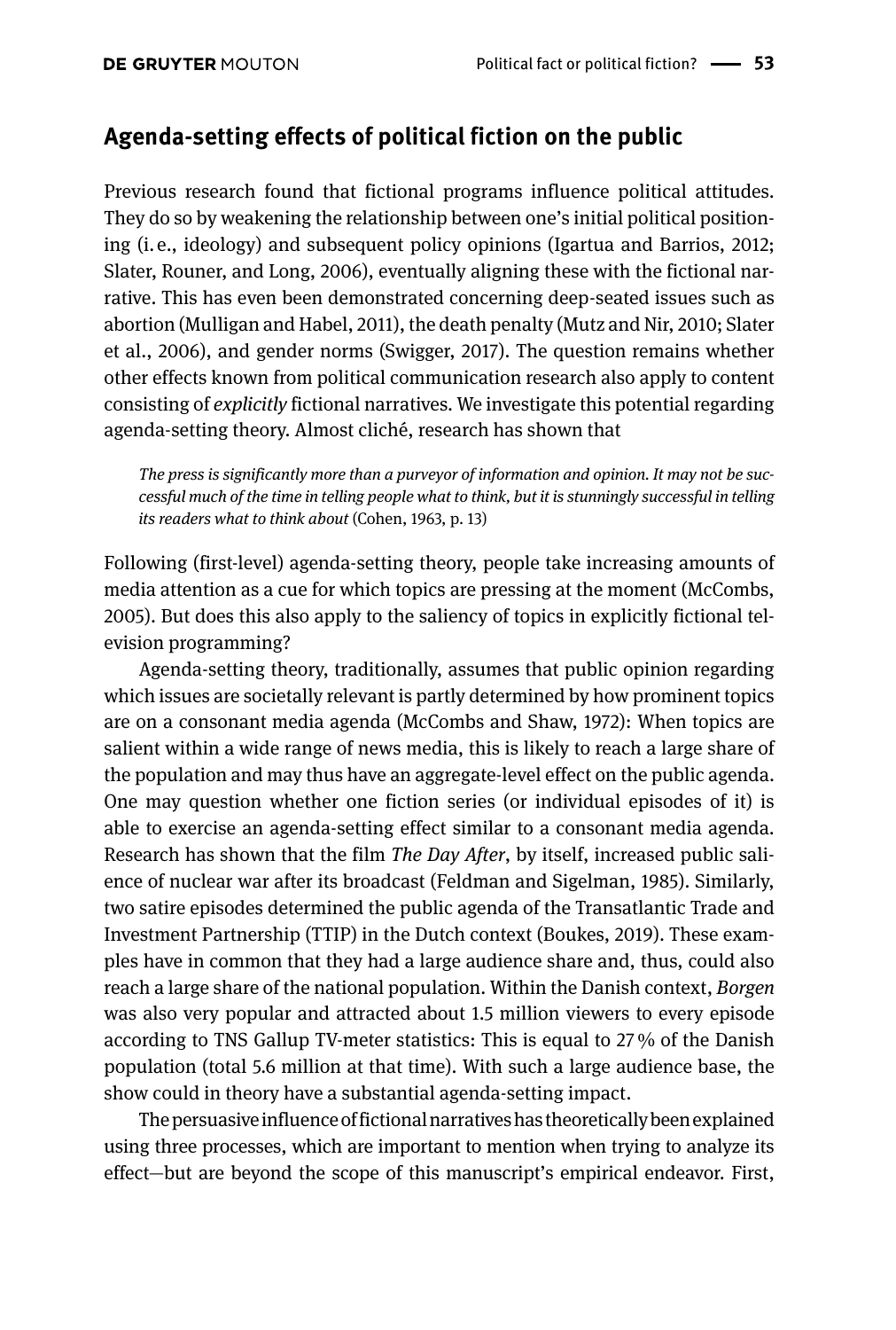## Agenda-setting effects of political fiction on the public

Previous research found that fictional programs influence political attitudes. They do so by weakening the relationship between one's initial political positioning (i. e., ideology) and subsequent policy opinions (Igartua and Barrios, 2012; Slater, Rouner, and Long, 2006), eventually aligning these with the fictional narrative. This has even been demonstrated concerning deep-seated issues such as abortion (Mulligan and Habel, 2011), the death penalty (Mutz and Nir, 2010; Slater et al., 2006), and gender norms (Swigger, 2017). The question remains whether other effects known from political communication research also apply to content consisting of *explicitly* fictional narratives. We investigate this potential regarding agenda-setting theory. Almost cliché, research has shown that

> *The press is significantly more than a purveyor of information and opinion. It may not be successful much of the time in telling people what to think, but it is stunningly successful in telling its readers what to think about* (Cohen, 1963, p. 13)

Following (first-level) agenda-setting theory, people take increasing amounts of media attention as a cue for which topics are pressing at the moment (McCombs, 2005). But does this also apply to the saliency of topics in explicitly fictional television programming?

Agenda-setting theory, traditionally, assumes that public opinion regarding which issues are societally relevant is partly determined by how prominent topics are on a consonant media agenda (McCombs and Shaw, 1972): When topics are salient within a wide range of news media, this is likely to reach a large share of the population and may thus have an aggregate-level effect on the public agenda. One may question whether one fiction series (or individual episodes of it) is able to exercise an agenda-setting effect similar to a consonant media agenda. Research has shown that the film *The Day After*, by itself, increased public salience of nuclear war after its broadcast (Feldman and Sigelman, 1985). Similarly, two satire episodes determined the public agenda of the Transatlantic Trade and Investment Partnership (TTIP) in the Dutch context (Boukes, 2019). These examples have in common that they had a large audience share and, thus, could also reach a large share of the national population. Within the Danish context, *Borgen* was also very popular and attracted about 1.5 million viewers to every episode according to TNS Gallup TV-meter statistics: This is equal to 27 % of the Danish population (total 5.6 million at that time). With such a large audience base, the show could in theory have a substantial agenda-setting impact.

The persuasive influence of fictional narratives has theoretically been explained using three processes, which are important to mention when trying to analyze its effect—but are beyond the scope of this manuscript's empirical endeavor. First,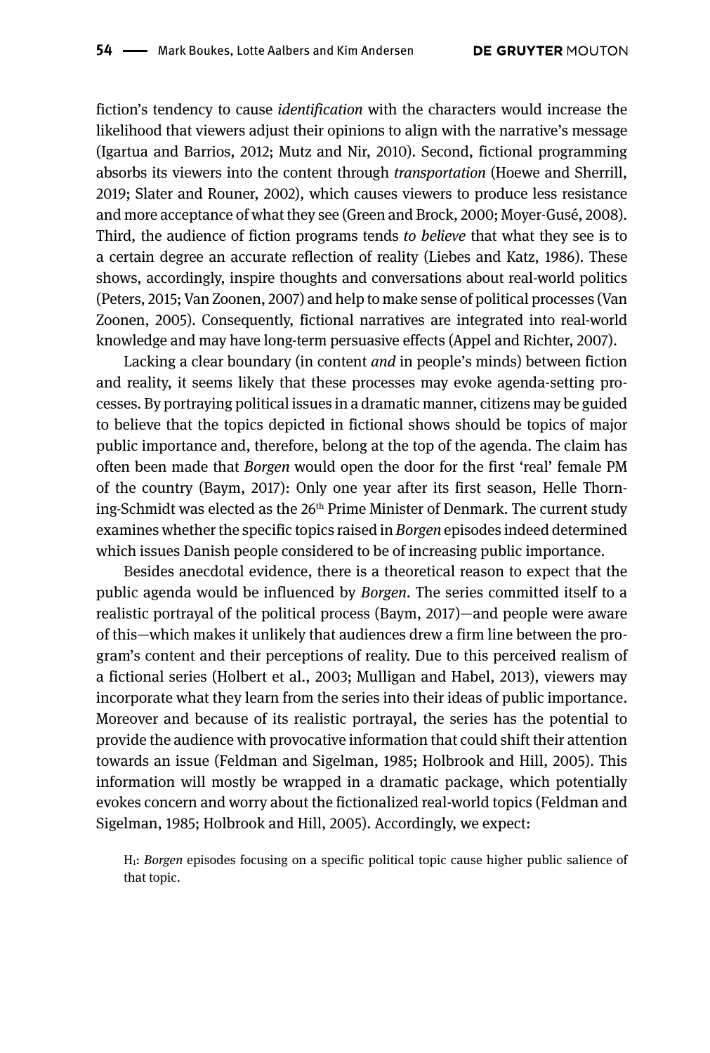fiction's tendency to cause *identification* with the characters would increase the likelihood that viewers adjust their opinions to align with the narrative's message (Igartua and Barrios, 2012; Mutz and Nir, 2010). Second, fictional programming absorbs its viewers into the content through *transportation* (Hoewe and Sherrill, 2019; Slater and Rouner, 2002), which causes viewers to produce less resistance and more acceptance of what they see (Green and Brock, 2000; Moyer-Gusé, 2008). Third, the audience of fiction programs tends *to believe* that what they see is to a certain degree an accurate reflection of reality (Liebes and Katz, 1986). These shows, accordingly, inspire thoughts and conversations about real-world politics (Peters, 2015; Van Zoonen, 2007) and help to make sense of political processes (Van Zoonen, 2005). Consequently, fictional narratives are integrated into real-world knowledge and may have long-term persuasive effects (Appel and Richter, 2007).

Lacking a clear boundary (in content *and* in people's minds) between fiction and reality, it seems likely that these processes may evoke agenda-setting processes. By portraying political issues in a dramatic manner, citizens may be guided to believe that the topics depicted in fictional shows should be topics of major public importance and, therefore, belong at the top of the agenda. The claim has often been made that *Borgen* would open the door for the first 'real' female PM of the country (Baym, 2017): Only one year after its first season, Helle Thorning-Schmidt was elected as the 26th Prime Minister of Denmark. The current study examines whether the specific topics raised in *Borgen* episodes indeed determined which issues Danish people considered to be of increasing public importance.

Besides anecdotal evidence, there is a theoretical reason to expect that the public agenda would be influenced by *Borgen*. The series committed itself to a realistic portrayal of the political process (Baym, 2017)—and people were aware of this—which makes it unlikely that audiences drew a firm line between the program's content and their perceptions of reality. Due to this perceived realism of a fictional series (Holbert et al., 2003; Mulligan and Habel, 2013), viewers may incorporate what they learn from the series into their ideas of public importance. Moreover and because of its realistic portrayal, the series has the potential to provide the audience with provocative information that could shift their attention towards an issue (Feldman and Sigelman, 1985; Holbrook and Hill, 2005). This information will mostly be wrapped in a dramatic package, which potentially evokes concern and worry about the fictionalized real-world topics (Feldman and Sigelman, 1985; Holbrook and Hill, 2005). Accordingly, we expect:

> $H_1$: *Borgen* episodes focusing on a specific political topic cause higher public salience of that topic.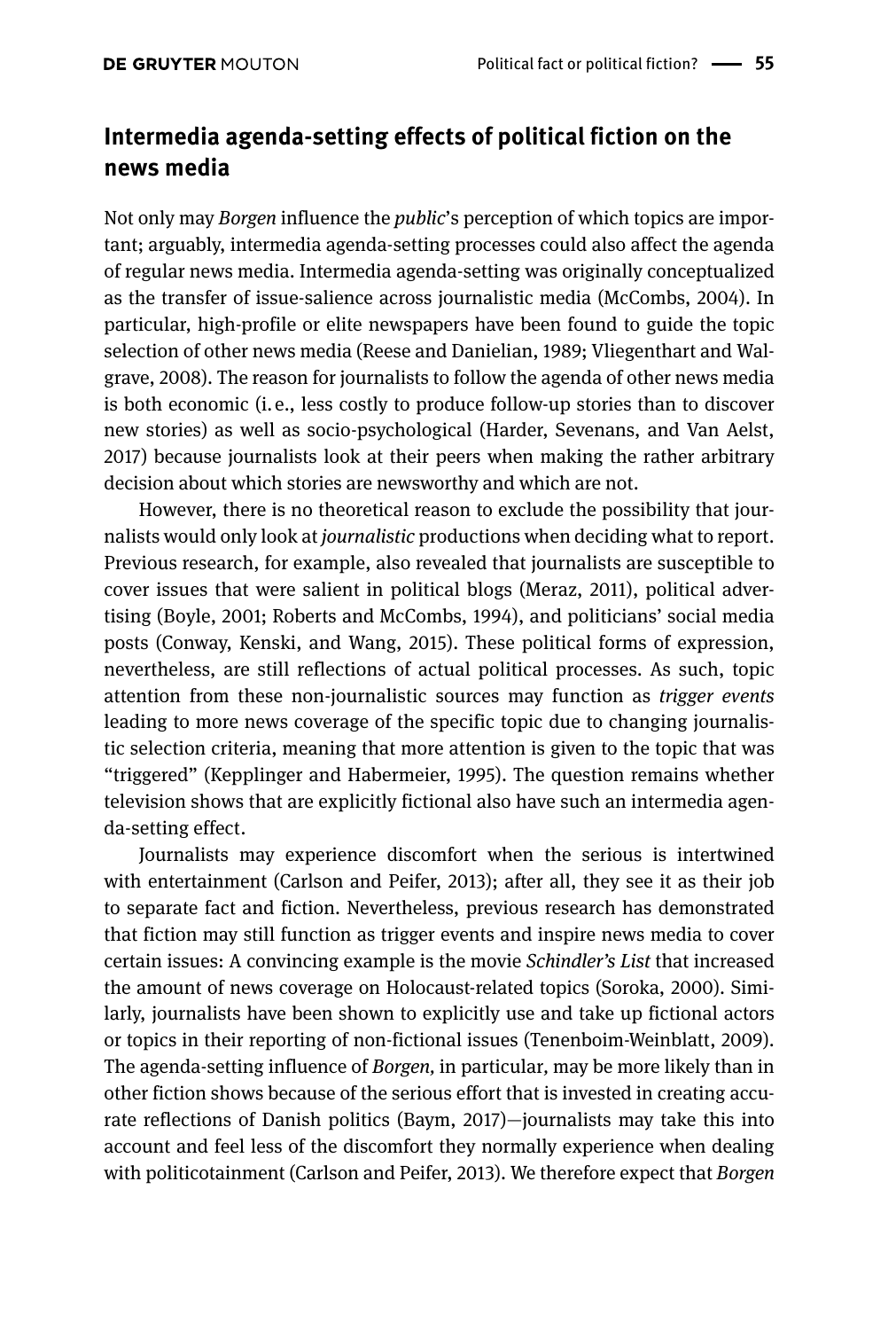## Intermedia agenda-setting effects of political fiction on the news media

Not only may *Borgen* influence the *public*'s perception of which topics are important; arguably, intermedia agenda-setting processes could also affect the agenda of regular news media. Intermedia agenda-setting was originally conceptualized as the transfer of issue-salience across journalistic media (McCombs, 2004). In particular, high-profile or elite newspapers have been found to guide the topic selection of other news media (Reese and Danielian, 1989; Vliegenthart and Walgrave, 2008). The reason for journalists to follow the agenda of other news media is both economic (i. e., less costly to produce follow-up stories than to discover new stories) as well as socio-psychological (Harder, Sevenans, and Van Aelst, 2017) because journalists look at their peers when making the rather arbitrary decision about which stories are newsworthy and which are not.

However, there is no theoretical reason to exclude the possibility that journalists would only look at *journalistic* productions when deciding what to report. Previous research, for example, also revealed that journalists are susceptible to cover issues that were salient in political blogs (Meraz, 2011), political advertising (Boyle, 2001; Roberts and McCombs, 1994), and politicians' social media posts (Conway, Kenski, and Wang, 2015). These political forms of expression, nevertheless, are still reflections of actual political processes. As such, topic attention from these non-journalistic sources may function as *trigger events* leading to more news coverage of the specific topic due to changing journalistic selection criteria, meaning that more attention is given to the topic that was "triggered" (Kepplinger and Habermeier, 1995). The question remains whether television shows that are explicitly fictional also have such an intermedia agenda-setting effect.

Journalists may experience discomfort when the serious is intertwined with entertainment (Carlson and Peifer, 2013); after all, they see it as their job to separate fact and fiction. Nevertheless, previous research has demonstrated that fiction may still function as trigger events and inspire news media to cover certain issues: A convincing example is the movie *Schindler's List* that increased the amount of news coverage on Holocaust-related topics (Soroka, 2000). Similarly, journalists have been shown to explicitly use and take up fictional actors or topics in their reporting of non-fictional issues (Tenenboim-Weinblatt, 2009). The agenda-setting influence of *Borgen*, in particular, may be more likely than in other fiction shows because of the serious effort that is invested in creating accurate reflections of Danish politics (Baym, 2017)—journalists may take this into account and feel less of the discomfort they normally experience when dealing with politicotainment (Carlson and Peifer, 2013). We therefore expect that *Borgen*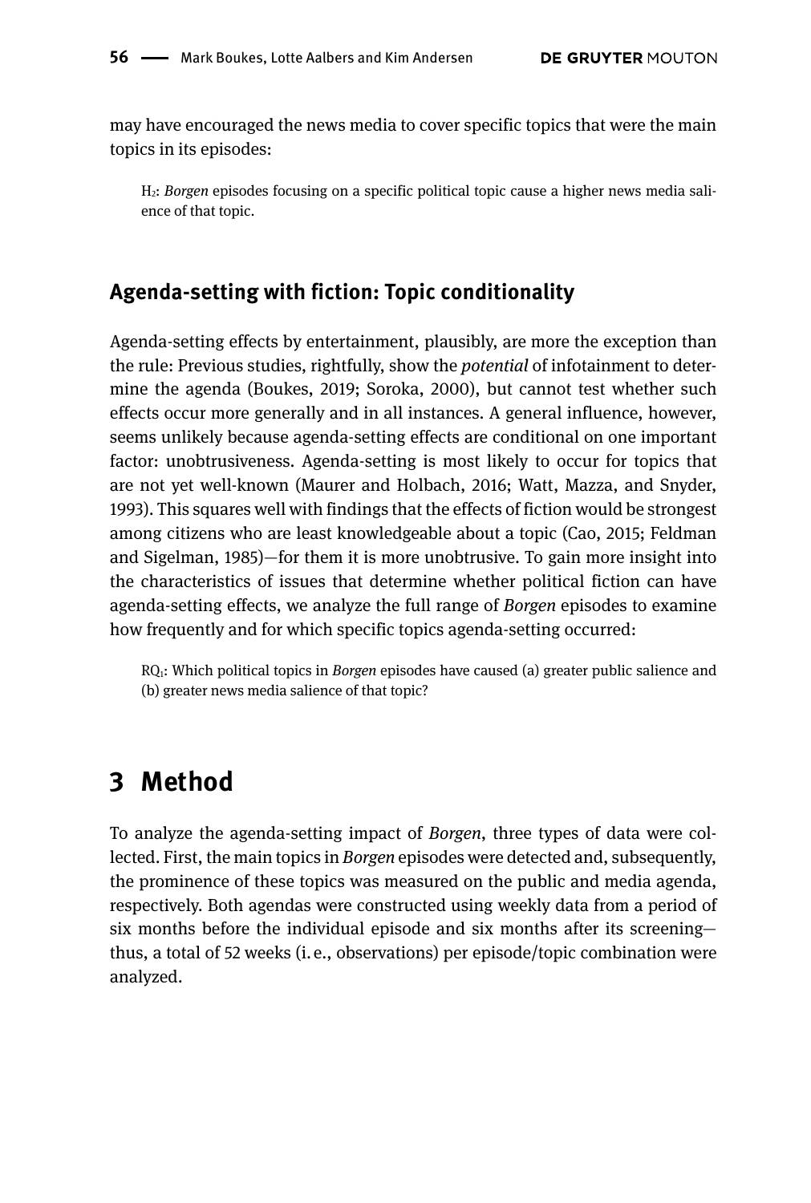may have encouraged the news media to cover specific topics that were the main topics in its episodes:

> $H_2$: *Borgen* episodes focusing on a specific political topic cause a higher news media salience of that topic.

### Agenda-setting with fiction: Topic conditionality

Agenda-setting effects by entertainment, plausibly, are more the exception than the rule: Previous studies, rightfully, show the *potential* of infotainment to determine the agenda (Boukes, 2019; Soroka, 2000), but cannot test whether such effects occur more generally and in all instances. A general influence, however, seems unlikely because agenda-setting effects are conditional on one important factor: unobtrusiveness. Agenda-setting is most likely to occur for topics that are not yet well-known (Maurer and Holbach, 2016; Watt, Mazza, and Snyder, 1993). This squares well with findings that the effects of fiction would be strongest among citizens who are least knowledgeable about a topic (Cao, 2015; Feldman and Sigelman, 1985)—for them it is more unobtrusive. To gain more insight into the characteristics of issues that determine whether political fiction can have agenda-setting effects, we analyze the full range of *Borgen* episodes to examine how frequently and for which specific topics agenda-setting occurred:

> $RQ_1$: Which political topics in *Borgen* episodes have caused (a) greater public salience and (b) greater news media salience of that topic?

## 3 Method

To analyze the agenda-setting impact of *Borgen*, three types of data were collected. First, the main topics in *Borgen* episodes were detected and, subsequently, the prominence of these topics was measured on the public and media agenda, respectively. Both agendas were constructed using weekly data from a period of six months before the individual episode and six months after its screening—thus, a total of 52 weeks (i. e., observations) per episode/topic combination were analyzed.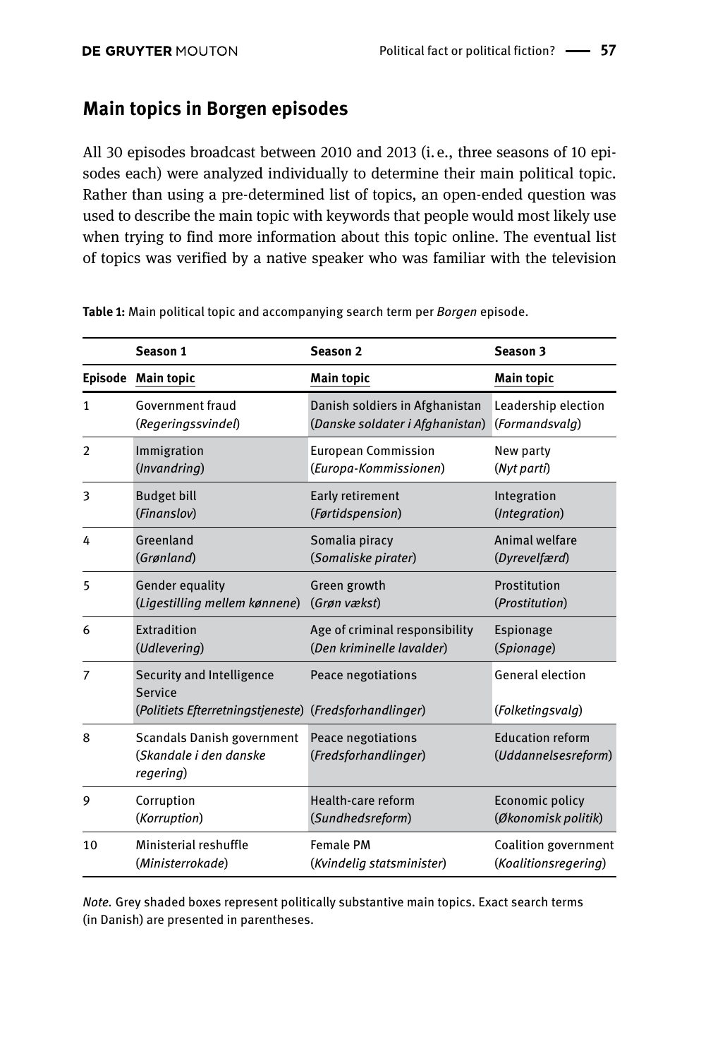## Main topics in Borgen episodes

All 30 episodes broadcast between 2010 and 2013 (i. e., three seasons of 10 episodes each) were analyzed individually to determine their main political topic. Rather than using a pre-determined list of topics, an open-ended question was used to describe the main topic with keywords that people would most likely use when trying to find more information about this topic online. The eventual list of topics was verified by a native speaker who was familiar with the television

**Table 1:** Main political topic and accompanying search term per *Borgen* episode.

| | Season 1 | Season 2 | Season 3 |
|---|---|---|---|
| Episode | Main topic | Main topic | Main topic |
| 1 | Government fraud (*Regeringssvindel*) | Danish soldiers in Afghanistan (*Danske soldater i Afghanistan*) | Leadership election (*Formandsvalg*) |
| 2 | Immigration (*Invandring*) | European Commission (*Europa-Kommissionen*) | New party (*Nyt parti*) |
| 3 | Budget bill (*Finanslov*) | Early retirement (*Førtidspension*) | Integration (*Integration*) |
| 4 | Greenland (*Grønland*) | Somalia piracy (*Somaliske pirater*) | Animal welfare (*Dyrevelfærd*) |
| 5 | Gender equality (*Ligestilling mellem kønnene*) | Green growth (*Grøn vækst*) | Prostitution (*Prostitution*) |
| 6 | Extradition (*Udlevering*) | Age of criminal responsibility (*Den kriminelle lavalder*) | Espionage (*Spionage*) |
| 7 | Security and Intelligence Service (*Politiets Efterretningstjeneste*) | Peace negotiations (*Fredsforhandlinger*) | General election (*Folketingsvalg*) |
| 8 | Scandals Danish government (*Skandale i den danske regering*) | Peace negotiations (*Fredsforhandlinger*) | Education reform (*Uddannelsesreform*) |
| 9 | Corruption (*Korruption*) | Health-care reform (*Sundhedsreform*) | Economic policy (*Økonomisk politik*) |
| 10 | Ministerial reshuffle (*Ministerrokade*) | Female PM (*Kvindelig statsminister*) | Coalition government (*Koalitionsregering*) |

*Note.* Grey shaded boxes represent politically substantive main topics. Exact search terms (in Danish) are presented in parentheses.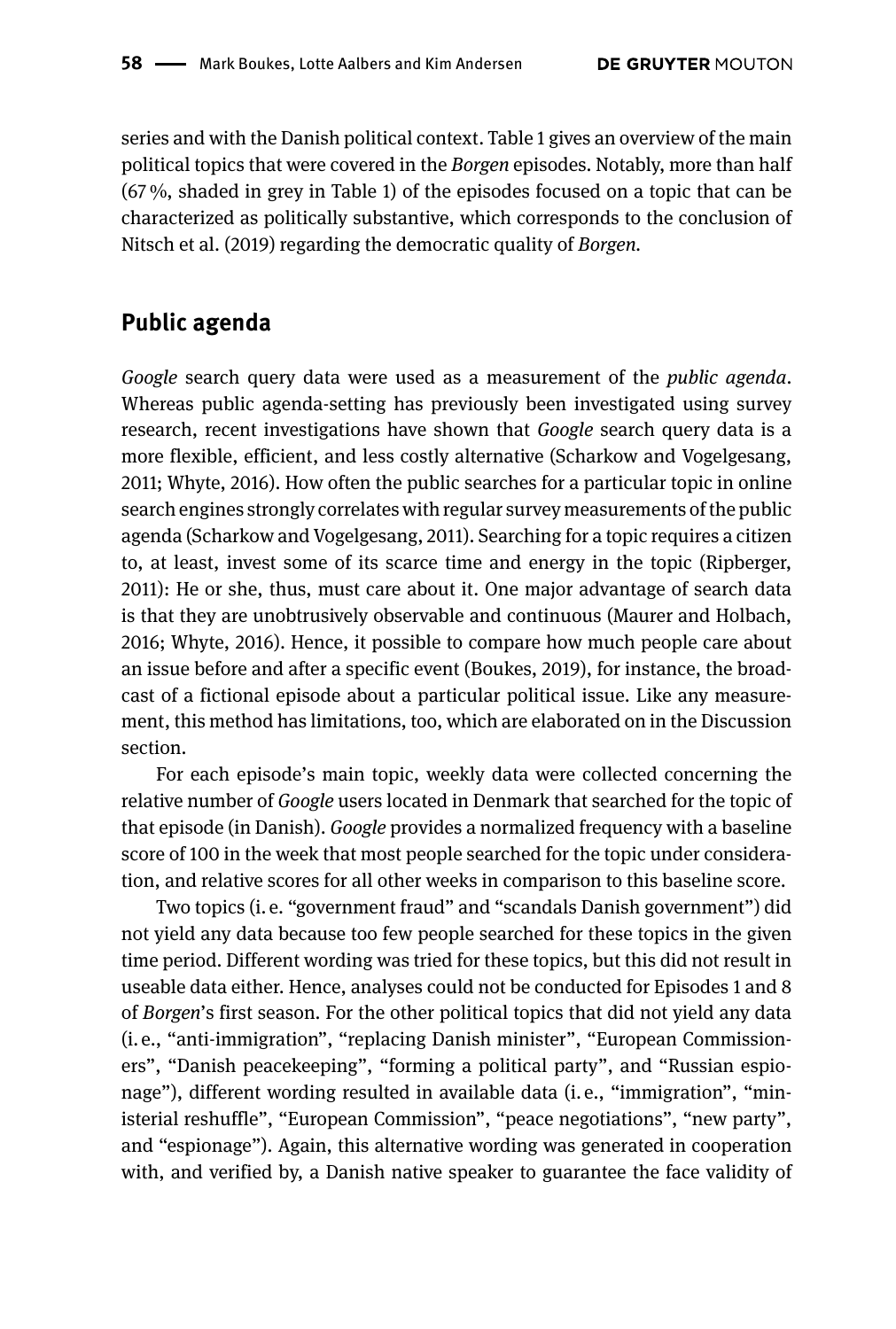series and with the Danish political context. Table 1 gives an overview of the main political topics that were covered in the *Borgen* episodes. Notably, more than half (67 %, shaded in grey in Table 1) of the episodes focused on a topic that can be characterized as politically substantive, which corresponds to the conclusion of Nitsch et al. (2019) regarding the democratic quality of *Borgen*.

## Public agenda

*Google* search query data were used as a measurement of the *public agenda*. Whereas public agenda-setting has previously been investigated using survey research, recent investigations have shown that *Google* search query data is a more flexible, efficient, and less costly alternative (Scharkow and Vogelgesang, 2011; Whyte, 2016). How often the public searches for a particular topic in online search engines strongly correlates with regular survey measurements of the public agenda (Scharkow and Vogelgesang, 2011). Searching for a topic requires a citizen to, at least, invest some of its scarce time and energy in the topic (Ripberger, 2011): He or she, thus, must care about it. One major advantage of search data is that they are unobtrusively observable and continuous (Maurer and Holbach, 2016; Whyte, 2016). Hence, it possible to compare how much people care about an issue before and after a specific event (Boukes, 2019), for instance, the broadcast of a fictional episode about a particular political issue. Like any measurement, this method has limitations, too, which are elaborated on in the Discussion section.

For each episode's main topic, weekly data were collected concerning the relative number of *Google* users located in Denmark that searched for the topic of that episode (in Danish). *Google* provides a normalized frequency with a baseline score of 100 in the week that most people searched for the topic under consideration, and relative scores for all other weeks in comparison to this baseline score.

Two topics (i. e. "government fraud" and "scandals Danish government") did not yield any data because too few people searched for these topics in the given time period. Different wording was tried for these topics, but this did not result in useable data either. Hence, analyses could not be conducted for Episodes 1 and 8 of *Borgen*'s first season. For the other political topics that did not yield any data (i. e., "anti-immigration", "replacing Danish minister", "European Commissioners", "Danish peacekeeping", "forming a political party", and "Russian espionage"), different wording resulted in available data (i. e., "immigration", "ministerial reshuffle", "European Commission", "peace negotiations", "new party", and "espionage"). Again, this alternative wording was generated in cooperation with, and verified by, a Danish native speaker to guarantee the face validity of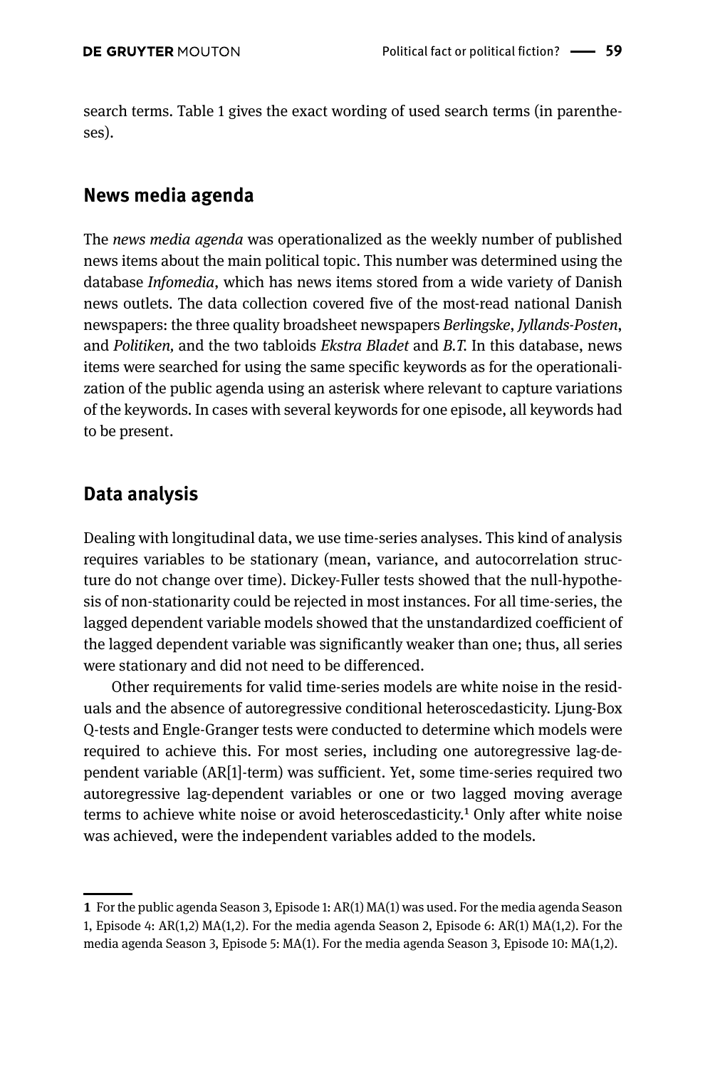search terms. Table 1 gives the exact wording of used search terms (in parentheses).

## News media agenda

The *news media agenda* was operationalized as the weekly number of published news items about the main political topic. This number was determined using the database *Infomedia*, which has news items stored from a wide variety of Danish news outlets. The data collection covered five of the most-read national Danish newspapers: the three quality broadsheet newspapers *Berlingske*, *Jyllands-Posten*, and *Politiken,* and the two tabloids *Ekstra Bladet* and *B.T.* In this database, news items were searched for using the same specific keywords as for the operationalization of the public agenda using an asterisk where relevant to capture variations of the keywords. In cases with several keywords for one episode, all keywords had to be present.

## Data analysis

Dealing with longitudinal data, we use time-series analyses. This kind of analysis requires variables to be stationary (mean, variance, and autocorrelation structure do not change over time). Dickey-Fuller tests showed that the null-hypothesis of non-stationarity could be rejected in most instances. For all time-series, the lagged dependent variable models showed that the unstandardized coefficient of the lagged dependent variable was significantly weaker than one; thus, all series were stationary and did not need to be differenced.

Other requirements for valid time-series models are white noise in the residuals and the absence of autoregressive conditional heteroscedasticity. Ljung-Box Q-tests and Engle-Granger tests were conducted to determine which models were required to achieve this. For most series, including one autoregressive lag-dependent variable (AR[1]-term) was sufficient. Yet, some time-series required two autoregressive lag-dependent variables or one or two lagged moving average terms to achieve white noise or avoid heteroscedasticity.[1] Only after white noise was achieved, were the independent variables added to the models.

---

**1** For the public agenda Season 3, Episode 1: AR(1) MA(1) was used. For the media agenda Season 1, Episode 4: AR(1,2) MA(1,2). For the media agenda Season 2, Episode 6: AR(1) MA(1,2). For the media agenda Season 3, Episode 5: MA(1). For the media agenda Season 3, Episode 10: MA(1,2).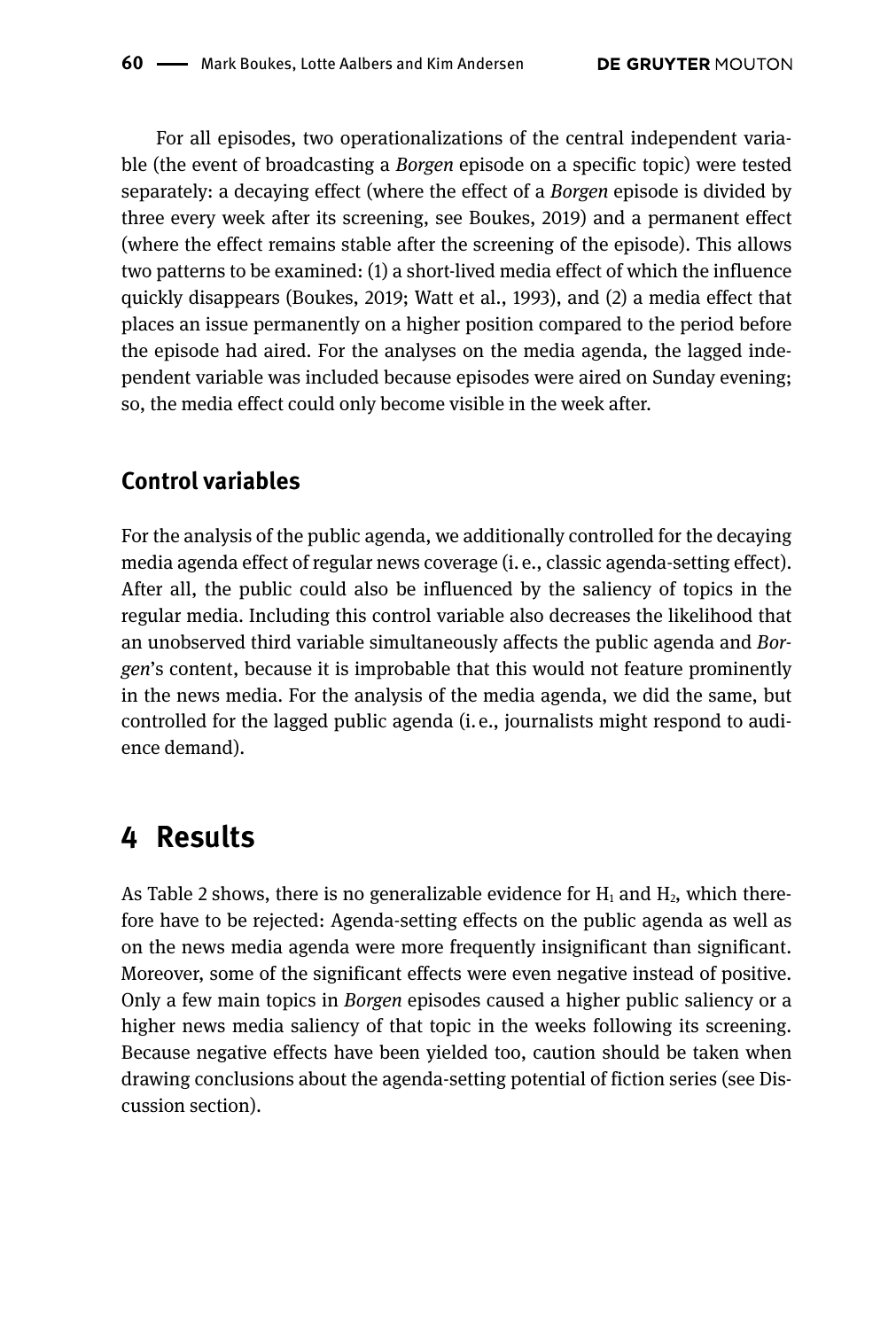For all episodes, two operationalizations of the central independent variable (the event of broadcasting a *Borgen* episode on a specific topic) were tested separately: a decaying effect (where the effect of a *Borgen* episode is divided by three every week after its screening, see Boukes, 2019) and a permanent effect (where the effect remains stable after the screening of the episode). This allows two patterns to be examined: (1) a short-lived media effect of which the influence quickly disappears (Boukes, 2019; Watt et al., 1993), and (2) a media effect that places an issue permanently on a higher position compared to the period before the episode had aired. For the analyses on the media agenda, the lagged independent variable was included because episodes were aired on Sunday evening; so, the media effect could only become visible in the week after.

### Control variables

For the analysis of the public agenda, we additionally controlled for the decaying media agenda effect of regular news coverage (i. e., classic agenda-setting effect). After all, the public could also be influenced by the saliency of topics in the regular media. Including this control variable also decreases the likelihood that an unobserved third variable simultaneously affects the public agenda and *Borgen*'s content, because it is improbable that this would not feature prominently in the news media. For the analysis of the media agenda, we did the same, but controlled for the lagged public agenda (i. e., journalists might respond to audience demand).

## 4 Results

As Table 2 shows, there is no generalizable evidence for $H_1$ and $H_2$, which therefore have to be rejected: Agenda-setting effects on the public agenda as well as on the news media agenda were more frequently insignificant than significant. Moreover, some of the significant effects were even negative instead of positive. Only a few main topics in *Borgen* episodes caused a higher public saliency or a higher news media saliency of that topic in the weeks following its screening. Because negative effects have been yielded too, caution should be taken when drawing conclusions about the agenda-setting potential of fiction series (see Discussion section).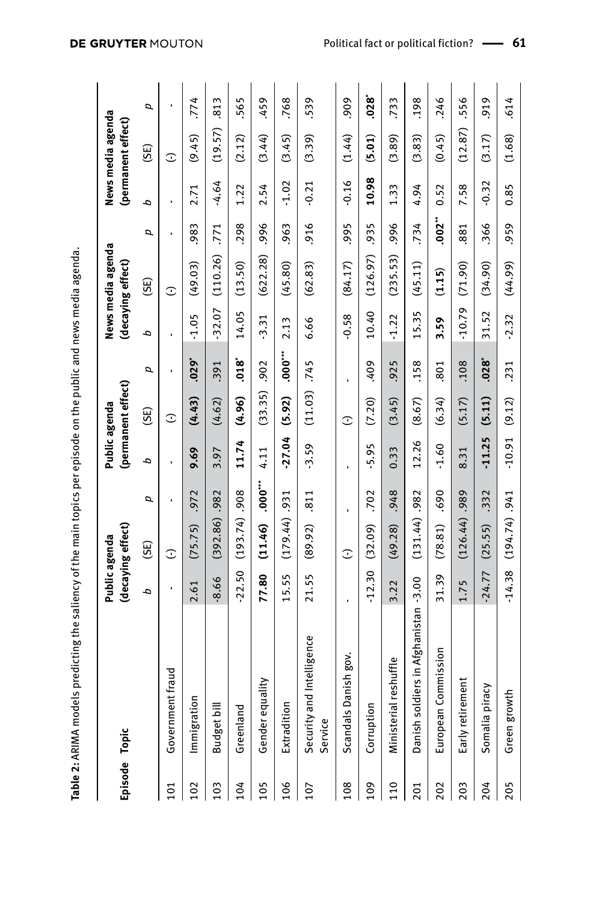**Table 2:** ARIMA models predicting the saliency of the main topics per episode on the public and news media agenda.

| Episode | Topic | Public agenda (decaying effect) | | | Public agenda (permanent effect) | | | News media agenda (decaying effect) | | | News media agenda (permanent effect) | | |
|---|---|---|---|---|---|---|---|---|---|---|---|---|---|
| | | *b* | (SE) | *p* | *b* | (SE) | *p* | *b* | (SE) | *p* | *b* | (SE) | *p* |
| 101 | Government fraud | - | (-) | - | - | (-) | - | - | (-) | - | - | (-) | - |
| 102 | Immigration | 2.61 | (75.75) | .972 | **9.69** | **(4.43)** | **.029*** | -1.05 | (49.03) | .983 | 2.71 | (9.45) | .774 |
| 103 | Budget bill | -8.66 | (392.86) | .982 | 3.97 | (4.62) | .391 | -32.07 | (110.26) | .771 | -4.64 | (19.57) | .813 |
| 104 | Greenland | -22.50 | (193.74) | .908 | **11.74** | **(4.96)** | **.018*** | 14.05 | (13.50) | .298 | 1.22 | (2.12) | .565 |
| 105 | Gender equality | **77.80** | **(11.46)** | **.000***** | 4.11 | (33.35) | .902 | -3.31 | (622.28) | .996 | 2.54 | (3.44) | .459 |
| 106 | Extradition | 15.55 | (179.44) | .931 | **-27.04** | **(5.92)** | **.000***** | 2.13 | (45.80) | .963 | -1.02 | (3.45) | .768 |
| 107 | Security and Intelligence Service | 21.55 | (89.92) | .811 | -3.59 | (11.03) | .745 | 6.66 | (62.83) | .916 | -0.21 | (3.39) | .539 |
| 108 | Scandals Danish gov. | - | (-) | - | - | (-) | - | -0.58 | (84.17) | .995 | -0.16 | (1.44) | .909 |
| 109 | Corruption | -12.30 | (32.09) | .702 | -5.95 | (7.20) | .409 | 10.40 | (126.97) | .935 | **10.98** | **(5.01)** | **.028*** |
| 110 | Ministerial reshuffle | 3.22 | (49.28) | .948 | 0.33 | (3.45) | .925 | -1.22 | (235.53) | .996 | 1.33 | (3.89) | .733 |
| 201 | Danish soldiers in Afghanistan | -3.00 | (131.44) | .982 | 12.26 | (8.67) | .158 | 15.35 | (45.11) | .734 | 4.94 | (3.83) | .198 |
| 202 | European Commission | 31.39 | (78.81) | .690 | -1.60 | (6.34) | .801 | **3.59** | **(1.15)** | **.002**** | 0.52 | (0.45) | .246 |
| 203 | Early retirement | 1.75 | (126.44) | .989 | 8.31 | (5.17) | .108 | -10.79 | (71.90) | .881 | 7.58 | (12.87) | .556 |
| 204 | Somalia piracy | -24.77 | (25.55) | .332 | **-11.25** | **(5.11)** | **.028*** | 31.52 | (34.90) | .366 | -0.32 | (3.17) | .919 |
| 205 | Green growth | -14.38 | (194.74) | .941 | -10.91 | (9.12) | .231 | -2.32 | (44.99) | .959 | 0.85 | (1.68) | .614 |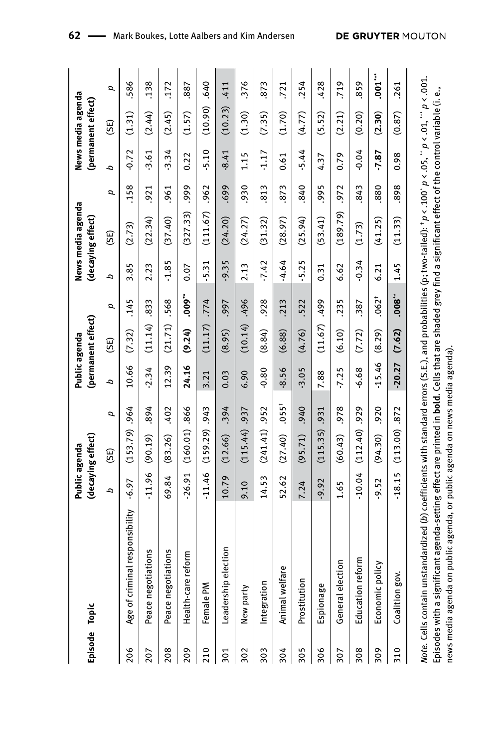| Episode | Topic | Public agenda (decaying effect) | | | Public agenda (permanent effect) | | | News media agenda (decaying effect) | | | News media agenda (permanent effect) | | |
|---|---|---|---|---|---|---|---|---|---|---|---|---|---|
| | | *b* | (SE) | *p* | *b* | (SE) | *p* | *b* | (SE) | *p* | *b* | (SE) | *p* |
| 206 | Age of criminal responsibility | -6.97 | (153.79) | .964 | 10.66 | (7.32) | .145 | 3.85 | (2.73) | .158 | -0.72 | (1.31) | .586 |
| 207 | Peace negotiations | -11.96 | (90.19) | .894 | -2.34 | (11.14) | .833 | 2.23 | (22.34) | .921 | -3.61 | (2.44) | .138 |
| 208 | Peace negotiations | 69.84 | (83.26) | .402 | 12.39 | (21.71) | .568 | -1.85 | (37.40) | .961 | -3.34 | (2.45) | .172 |
| 209 | Health-care reform | -26.91 | (160.01) | .866 | **24.16** | **(9.24)** | **.009**** | 0.07 | (327.33) | .999 | 0.22 | (1.57) | .887 |
| 210 | Female PM | -11.46 | (159.29) | .943 | 3.21 | (11.17) | .774 | -5.31 | (111.67) | .962 | -5.10 | (10.90) | .640 |
| 301 | Leadership election | 10.79 | (12.66) | .394 | 0.03 | (8.95) | .997 | -9.35 | (24.20) | .699 | -8.41 | (10.23) | .411 |
| 302 | New party | 9.10 | (115.44) | .937 | 6.90 | (10.14) | .496 | 2.13 | (24.27) | .930 | 1.15 | (1.30) | .376 |
| 303 | Integration | 14.53 | (241.41) | .952 | -0.80 | (8.84) | .928 | -7.42 | (31.32) | .813 | -1.17 | (7.35) | .873 |
| 304 | Animal welfare | 52.62 | (27.40) | .055[†] | -8.56 | (6.88) | .213 | -4.64 | (28.97) | .873 | 0.61 | (1.70) | .721 |
| 305 | Prostitution | 7.24 | (95.71) | .940 | -3.05 | (4.76) | .522 | -5.25 | (25.94) | .840 | -5.44 | (4.77) | .254 |
| 306 | Espionage | -9.92 | (115.35) | .931 | 7.88 | (11.67) | .499 | 0.31 | (53.41) | .995 | 4.37 | (5.52) | .428 |
| 307 | General election | 1.65 | (60.43) | .978 | -7.25 | (6.10) | .235 | 6.62 | (189.79) | .972 | 0.79 | (2.21) | .719 |
| 308 | Education reform | -10.04 | (112.40) | .929 | -6.68 | (7.72) | .387 | -0.34 | (1.73) | .843 | -0.04 | (0.20) | .859 |
| 309 | Economic policy | -9.52 | (94.30) | .920 | -15.46 | (8.29) | .062[†] | 6.21 | (41.25) | .880 | **-7.87** | **(2.30)** | **.001***** |
| 310 | Coalition gov. | -18.15 | (113.00) | .872 | **-20.27** | **(7.62)** | **.008**** | 1.45 | (11.33) | .898 | 0.98 | (0.87) | .261 |

*Note.* Cells contain unstandardized (*b*) coefficients with standard errors (S.E.), and probabilities (p; two-tailed): [†] $p < .100$ [*] $p < .05$, [**] $p < .01$, [***] $p < .001$. Episodes with a significant agenda-setting effect are printed in **bold**. Cells that are shaded grey find a significant effect of the control variable (i.e., news media agenda on public agenda, or public agenda on news media agenda).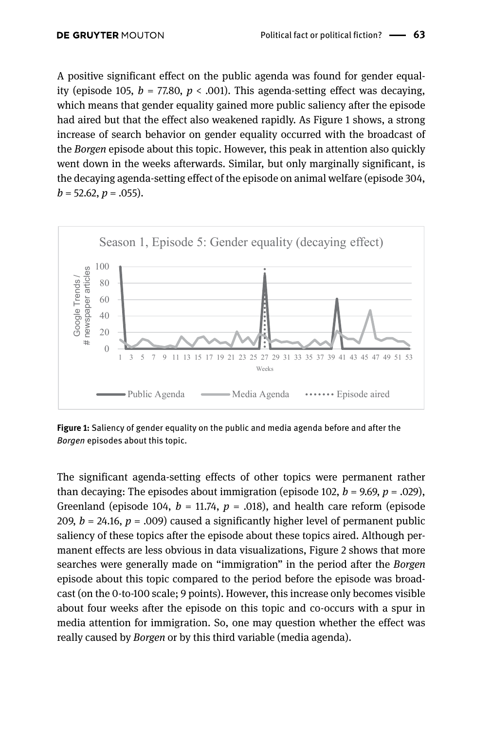A positive significant effect on the public agenda was found for gender equality (episode 105, $b = 77.80$, $p < .001$). This agenda-setting effect was decaying, which means that gender equality gained more public saliency after the episode had aired but that the effect also weakened rapidly. As Figure 1 shows, a strong increase of search behavior on gender equality occurred with the broadcast of the *Borgen* episode about this topic. However, this peak in attention also quickly went down in the weeks afterwards. Similar, but only marginally significant, is the decaying agenda-setting effect of the episode on animal welfare (episode 304, $b = 52.62$, $p = .055$).

**Figure 1:** Saliency of gender equality on the public and media agenda before and after the *Borgen* episodes about this topic.

The significant agenda-setting effects of other topics were permanent rather than decaying: The episodes about immigration (episode 102, $b = 9.69$, $p = .029$), Greenland (episode 104, $b = 11.74$, $p = .018$), and health care reform (episode 209, $b = 24.16$, $p = .009$) caused a significantly higher level of permanent public saliency of these topics after the episode about these topics aired. Although permanent effects are less obvious in data visualizations, Figure 2 shows that more searches were generally made on "immigration" in the period after the *Borgen* episode about this topic compared to the period before the episode was broadcast (on the 0-to-100 scale; 9 points). However, this increase only becomes visible about four weeks after the episode on this topic and co-occurs with a spur in media attention for immigration. So, one may question whether the effect was really caused by *Borgen* or by this third variable (media agenda).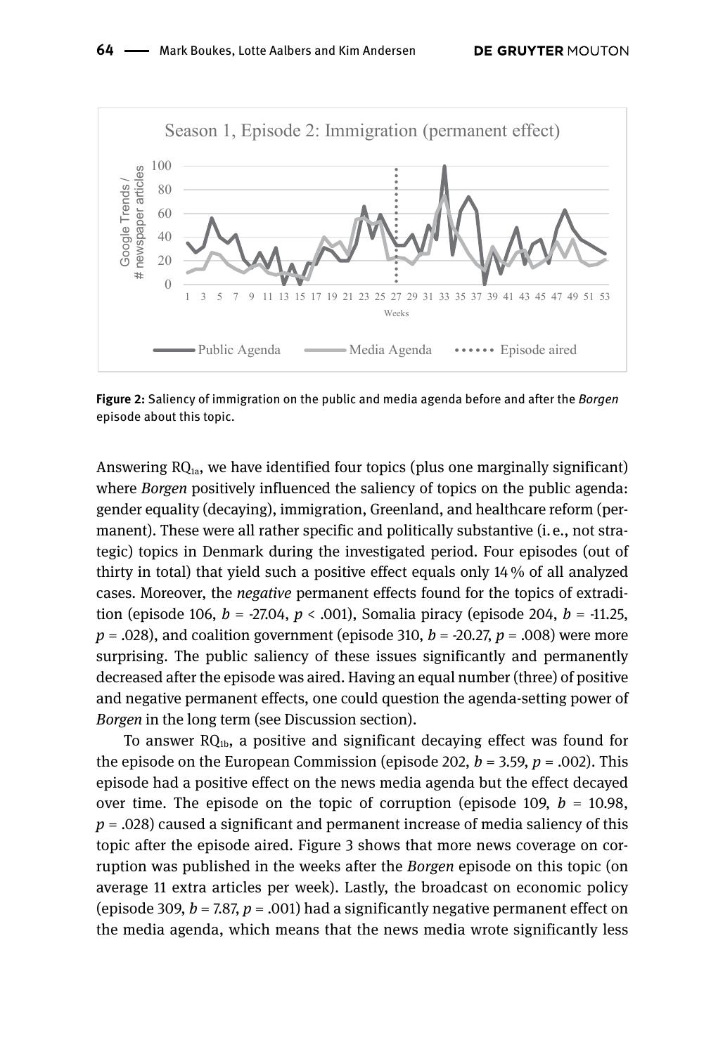**Figure 2:** Saliency of immigration on the public and media agenda before and after the *Borgen* episode about this topic.

Answering $RQ_{1a}$, we have identified four topics (plus one marginally significant) where *Borgen* positively influenced the saliency of topics on the public agenda: gender equality (decaying), immigration, Greenland, and healthcare reform (permanent). These were all rather specific and politically substantive (i. e., not strategic) topics in Denmark during the investigated period. Four episodes (out of thirty in total) that yield such a positive effect equals only 14 % of all analyzed cases. Moreover, the *negative* permanent effects found for the topics of extradition (episode 106, $b$ = -27.04, $p$ < .001), Somalia piracy (episode 204, $b$ = -11.25, $p$ = .028), and coalition government (episode 310, $b$ = -20.27, $p$ = .008) were more surprising. The public saliency of these issues significantly and permanently decreased after the episode was aired. Having an equal number (three) of positive and negative permanent effects, one could question the agenda-setting power of *Borgen* in the long term (see Discussion section).

To answer $RQ_{1b}$, a positive and significant decaying effect was found for the episode on the European Commission (episode 202, $b$ = 3.59, $p$ = .002). This episode had a positive effect on the news media agenda but the effect decayed over time. The episode on the topic of corruption (episode 109, $b$ = 10.98, $p$ = .028) caused a significant and permanent increase of media saliency of this topic after the episode aired. Figure 3 shows that more news coverage on corruption was published in the weeks after the *Borgen* episode on this topic (on average 11 extra articles per week). Lastly, the broadcast on economic policy (episode 309, $b$ = 7.87, $p$ = .001) had a significantly negative permanent effect on the media agenda, which means that the news media wrote significantly less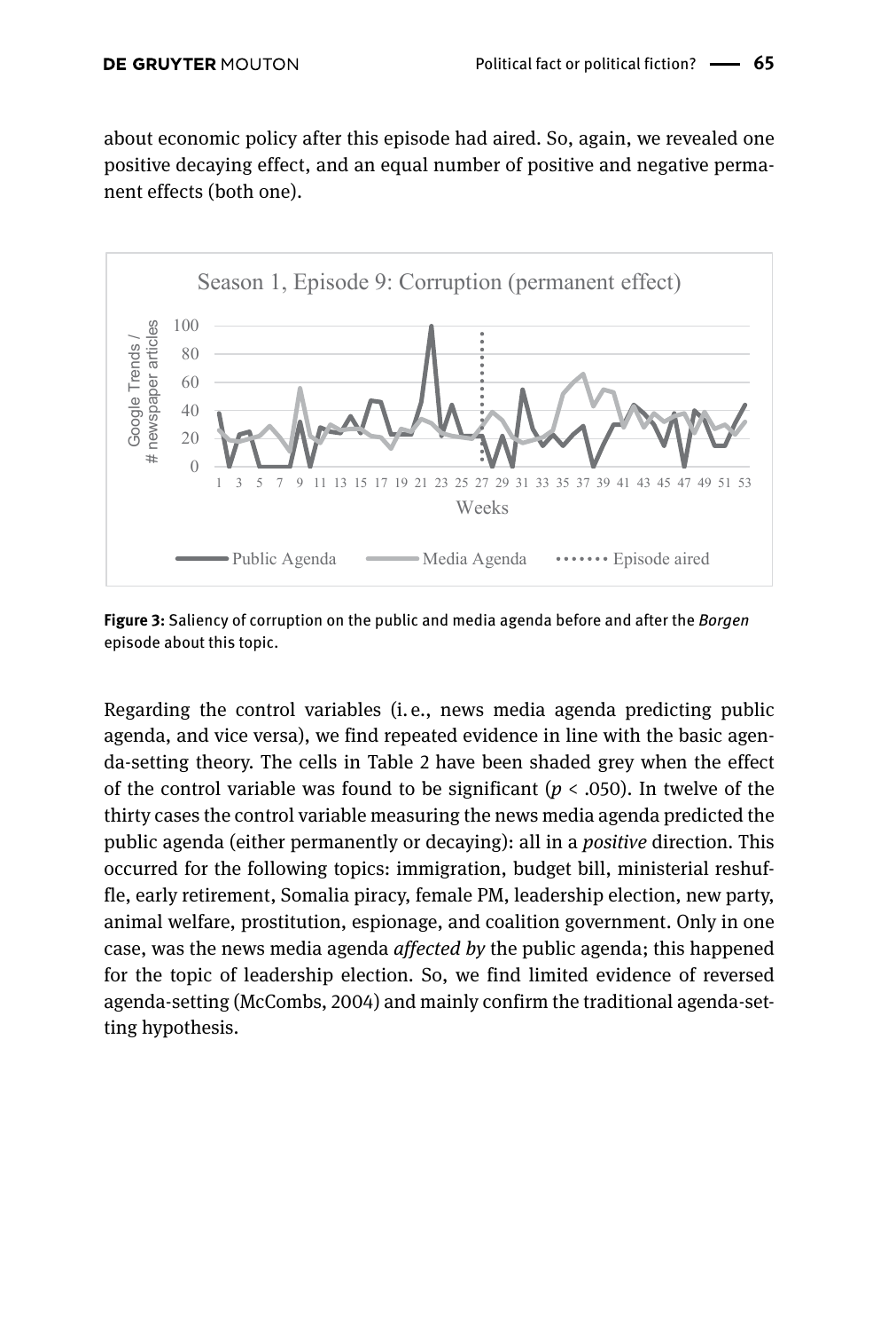about economic policy after this episode had aired. So, again, we revealed one positive decaying effect, and an equal number of positive and negative permanent effects (both one).

**Figure 3:** Saliency of corruption on the public and media agenda before and after the *Borgen* episode about this topic.

Regarding the control variables (i. e., news media agenda predicting public agenda, and vice versa), we find repeated evidence in line with the basic agenda-setting theory. The cells in Table 2 have been shaded grey when the effect of the control variable was found to be significant ($p$ < .050). In twelve of the thirty cases the control variable measuring the news media agenda predicted the public agenda (either permanently or decaying): all in a *positive* direction. This occurred for the following topics: immigration, budget bill, ministerial reshuffle, early retirement, Somalia piracy, female PM, leadership election, new party, animal welfare, prostitution, espionage, and coalition government. Only in one case, was the news media agenda *affected by* the public agenda; this happened for the topic of leadership election. So, we find limited evidence of reversed agenda-setting (McCombs, 2004) and mainly confirm the traditional agenda-setting hypothesis.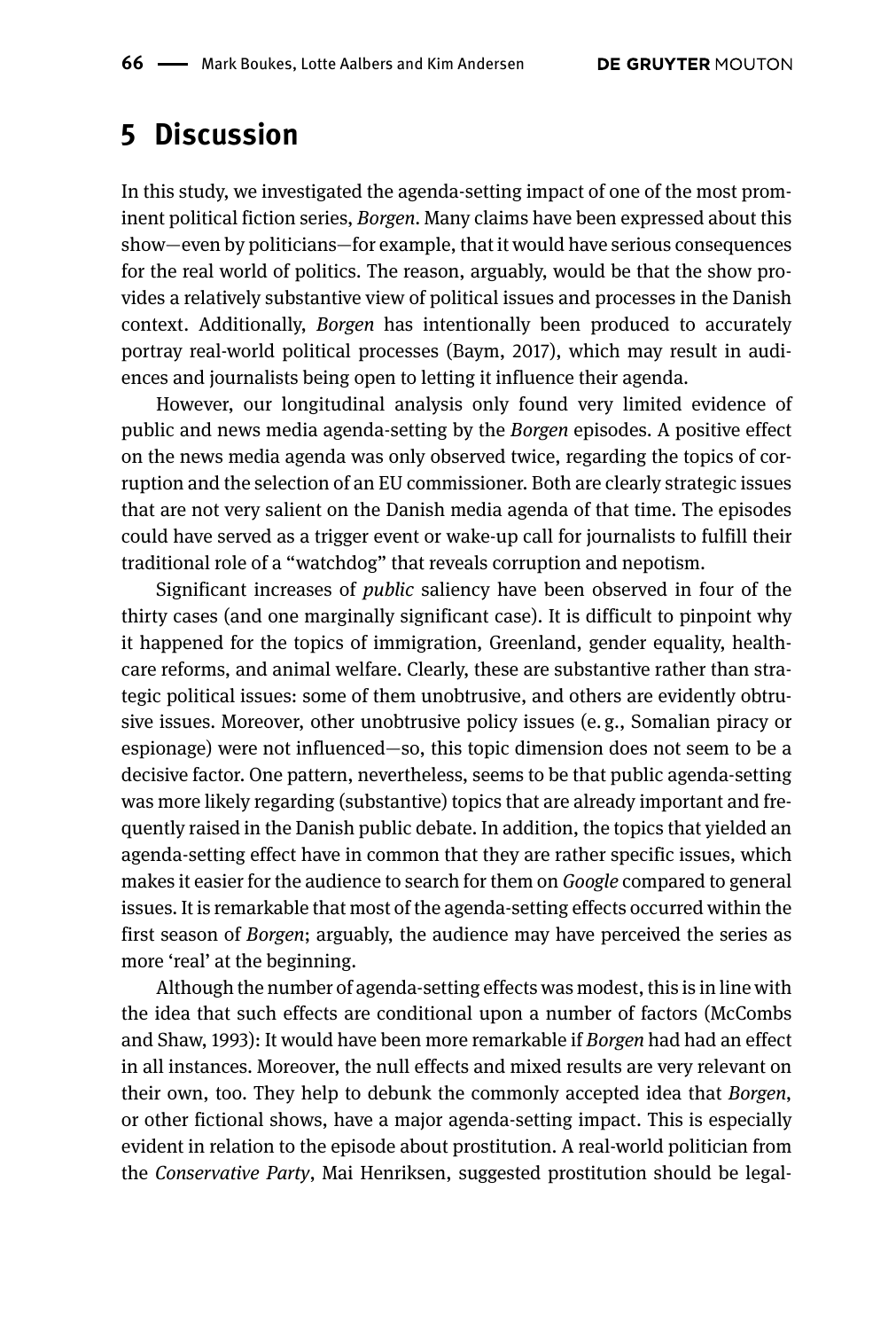## 5 Discussion

In this study, we investigated the agenda-setting impact of one of the most prominent political fiction series, *Borgen*. Many claims have been expressed about this show—even by politicians—for example, that it would have serious consequences for the real world of politics. The reason, arguably, would be that the show provides a relatively substantive view of political issues and processes in the Danish context. Additionally, *Borgen* has intentionally been produced to accurately portray real-world political processes (Baym, 2017), which may result in audiences and journalists being open to letting it influence their agenda.

However, our longitudinal analysis only found very limited evidence of public and news media agenda-setting by the *Borgen* episodes. A positive effect on the news media agenda was only observed twice, regarding the topics of corruption and the selection of an EU commissioner. Both are clearly strategic issues that are not very salient on the Danish media agenda of that time. The episodes could have served as a trigger event or wake-up call for journalists to fulfill their traditional role of a "watchdog" that reveals corruption and nepotism.

Significant increases of *public* saliency have been observed in four of the thirty cases (and one marginally significant case). It is difficult to pinpoint why it happened for the topics of immigration, Greenland, gender equality, healthcare reforms, and animal welfare. Clearly, these are substantive rather than strategic political issues: some of them unobtrusive, and others are evidently obtrusive issues. Moreover, other unobtrusive policy issues (e. g., Somalian piracy or espionage) were not influenced—so, this topic dimension does not seem to be a decisive factor. One pattern, nevertheless, seems to be that public agenda-setting was more likely regarding (substantive) topics that are already important and frequently raised in the Danish public debate. In addition, the topics that yielded an agenda-setting effect have in common that they are rather specific issues, which makes it easier for the audience to search for them on *Google* compared to general issues. It is remarkable that most of the agenda-setting effects occurred within the first season of *Borgen*; arguably, the audience may have perceived the series as more 'real' at the beginning.

Although the number of agenda-setting effects was modest, this is in line with the idea that such effects are conditional upon a number of factors (McCombs and Shaw, 1993): It would have been more remarkable if *Borgen* had had an effect in all instances. Moreover, the null effects and mixed results are very relevant on their own, too. They help to debunk the commonly accepted idea that *Borgen*, or other fictional shows, have a major agenda-setting impact. This is especially evident in relation to the episode about prostitution. A real-world politician from the *Conservative Party*, Mai Henriksen, suggested prostitution should be legal-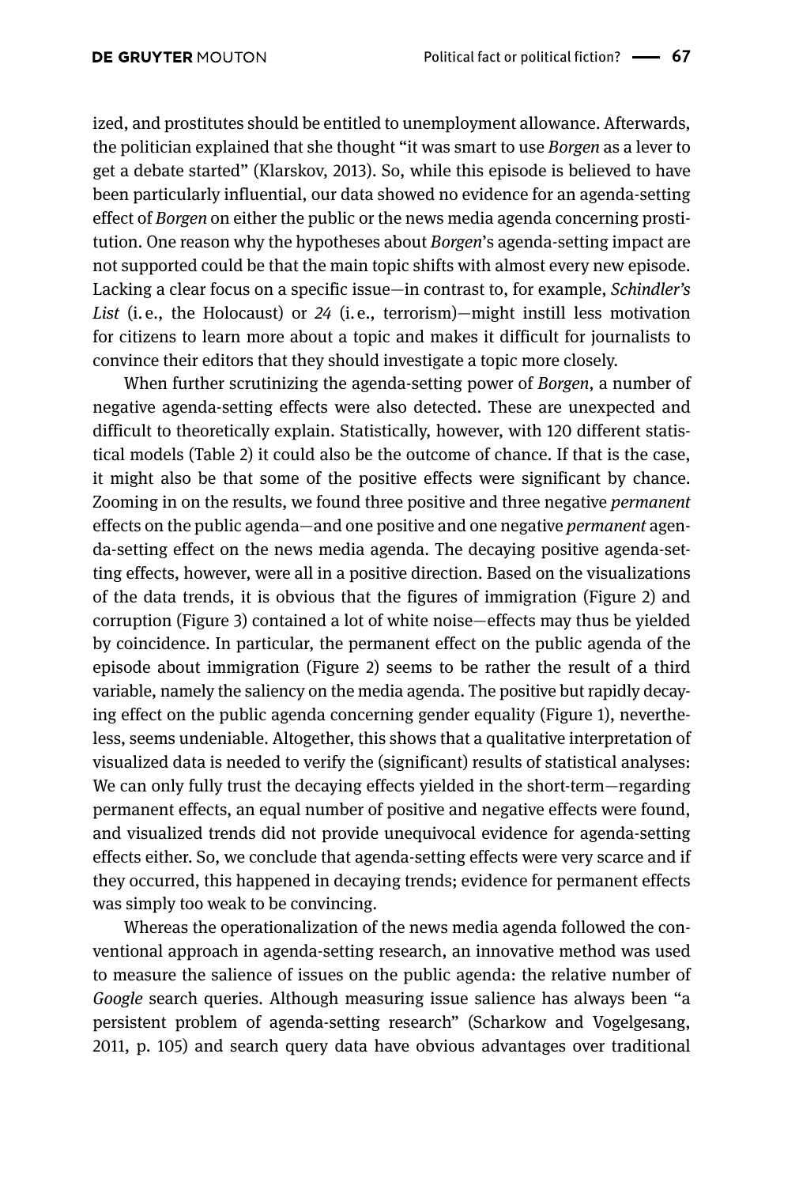ized, and prostitutes should be entitled to unemployment allowance. Afterwards, the politician explained that she thought "it was smart to use *Borgen* as a lever to get a debate started" (Klarskov, 2013). So, while this episode is believed to have been particularly influential, our data showed no evidence for an agenda-setting effect of *Borgen* on either the public or the news media agenda concerning prostitution. One reason why the hypotheses about *Borgen*'s agenda-setting impact are not supported could be that the main topic shifts with almost every new episode. Lacking a clear focus on a specific issue—in contrast to, for example, *Schindler's List* (i.e., the Holocaust) or *24* (i.e., terrorism)—might instill less motivation for citizens to learn more about a topic and makes it difficult for journalists to convince their editors that they should investigate a topic more closely.

When further scrutinizing the agenda-setting power of *Borgen*, a number of negative agenda-setting effects were also detected. These are unexpected and difficult to theoretically explain. Statistically, however, with 120 different statistical models (Table 2) it could also be the outcome of chance. If that is the case, it might also be that some of the positive effects were significant by chance. Zooming in on the results, we found three positive and three negative *permanent* effects on the public agenda—and one positive and one negative *permanent* agenda-setting effect on the news media agenda. The decaying positive agenda-setting effects, however, were all in a positive direction. Based on the visualizations of the data trends, it is obvious that the figures of immigration (Figure 2) and corruption (Figure 3) contained a lot of white noise—effects may thus be yielded by coincidence. In particular, the permanent effect on the public agenda of the episode about immigration (Figure 2) seems to be rather the result of a third variable, namely the saliency on the media agenda. The positive but rapidly decaying effect on the public agenda concerning gender equality (Figure 1), nevertheless, seems undeniable. Altogether, this shows that a qualitative interpretation of visualized data is needed to verify the (significant) results of statistical analyses: We can only fully trust the decaying effects yielded in the short-term—regarding permanent effects, an equal number of positive and negative effects were found, and visualized trends did not provide unequivocal evidence for agenda-setting effects either. So, we conclude that agenda-setting effects were very scarce and if they occurred, this happened in decaying trends; evidence for permanent effects was simply too weak to be convincing.

Whereas the operationalization of the news media agenda followed the conventional approach in agenda-setting research, an innovative method was used to measure the salience of issues on the public agenda: the relative number of *Google* search queries. Although measuring issue salience has always been "a persistent problem of agenda-setting research" (Scharkow and Vogelgesang, 2011, p. 105) and search query data have obvious advantages over traditional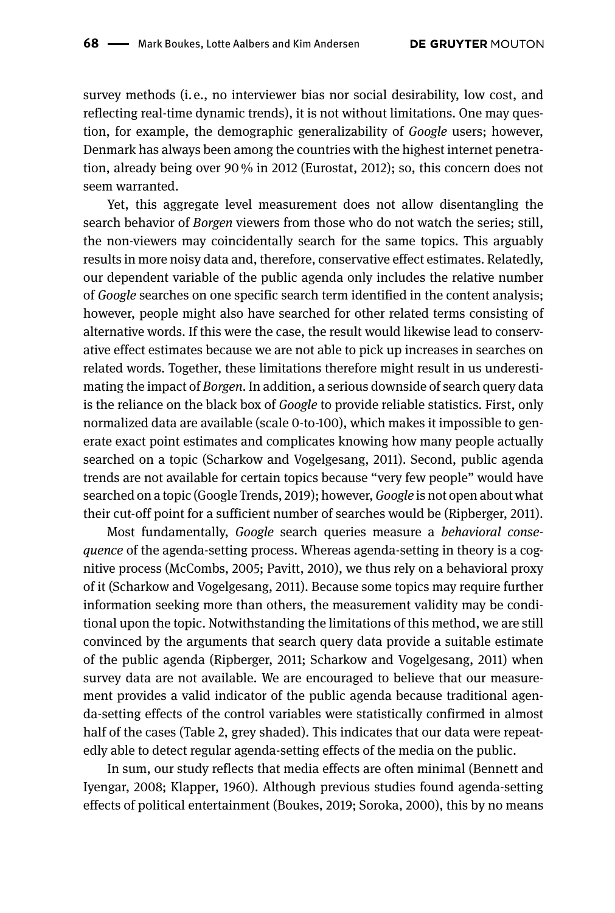survey methods (i. e., no interviewer bias nor social desirability, low cost, and reflecting real-time dynamic trends), it is not without limitations. One may question, for example, the demographic generalizability of *Google* users; however, Denmark has always been among the countries with the highest internet penetration, already being over 90 % in 2012 (Eurostat, 2012); so, this concern does not seem warranted.

Yet, this aggregate level measurement does not allow disentangling the search behavior of *Borgen* viewers from those who do not watch the series; still, the non-viewers may coincidentally search for the same topics. This arguably results in more noisy data and, therefore, conservative effect estimates. Relatedly, our dependent variable of the public agenda only includes the relative number of *Google* searches on one specific search term identified in the content analysis; however, people might also have searched for other related terms consisting of alternative words. If this were the case, the result would likewise lead to conservative effect estimates because we are not able to pick up increases in searches on related words. Together, these limitations therefore might result in us underestimating the impact of *Borgen*. In addition, a serious downside of search query data is the reliance on the black box of *Google* to provide reliable statistics. First, only normalized data are available (scale 0-to-100), which makes it impossible to generate exact point estimates and complicates knowing how many people actually searched on a topic (Scharkow and Vogelgesang, 2011). Second, public agenda trends are not available for certain topics because "very few people" would have searched on a topic (Google Trends, 2019); however, *Google* is not open about what their cut-off point for a sufficient number of searches would be (Ripberger, 2011).

Most fundamentally, *Google* search queries measure a *behavioral consequence* of the agenda-setting process. Whereas agenda-setting in theory is a cognitive process (McCombs, 2005; Pavitt, 2010), we thus rely on a behavioral proxy of it (Scharkow and Vogelgesang, 2011). Because some topics may require further information seeking more than others, the measurement validity may be conditional upon the topic. Notwithstanding the limitations of this method, we are still convinced by the arguments that search query data provide a suitable estimate of the public agenda (Ripberger, 2011; Scharkow and Vogelgesang, 2011) when survey data are not available. We are encouraged to believe that our measurement provides a valid indicator of the public agenda because traditional agenda-setting effects of the control variables were statistically confirmed in almost half of the cases (Table 2, grey shaded). This indicates that our data were repeatedly able to detect regular agenda-setting effects of the media on the public.

In sum, our study reflects that media effects are often minimal (Bennett and Iyengar, 2008; Klapper, 1960). Although previous studies found agenda-setting effects of political entertainment (Boukes, 2019; Soroka, 2000), this by no means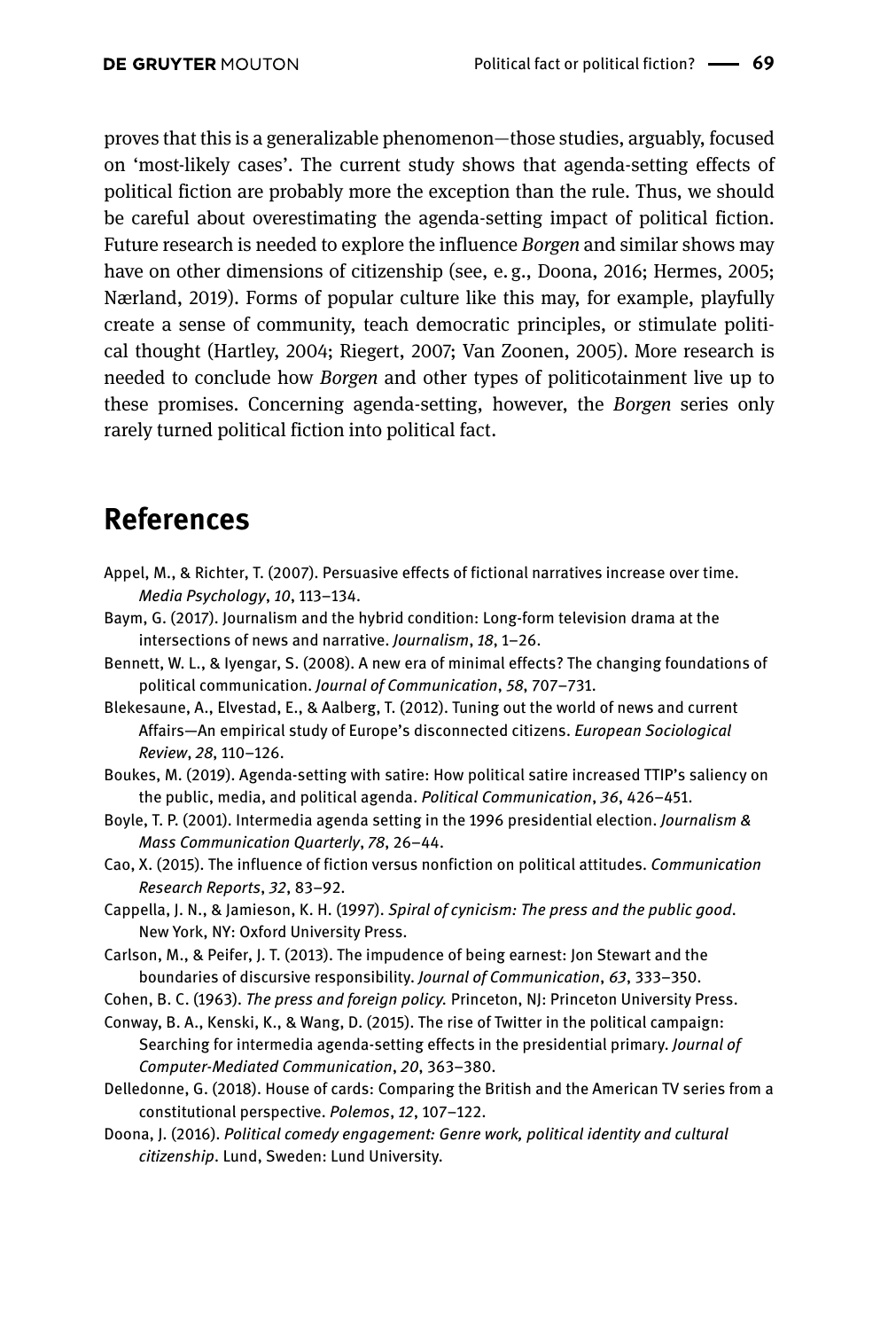proves that this is a generalizable phenomenon—those studies, arguably, focused on 'most-likely cases'. The current study shows that agenda-setting effects of political fiction are probably more the exception than the rule. Thus, we should be careful about overestimating the agenda-setting impact of political fiction. Future research is needed to explore the influence *Borgen* and similar shows may have on other dimensions of citizenship (see, e. g., Doona, 2016; Hermes, 2005; Nærland, 2019). Forms of popular culture like this may, for example, playfully create a sense of community, teach democratic principles, or stimulate political thought (Hartley, 2004; Riegert, 2007; Van Zoonen, 2005). More research is needed to conclude how *Borgen* and other types of politicotainment live up to these promises. Concerning agenda-setting, however, the *Borgen* series only rarely turned political fiction into political fact.

## References

Appel, M., & Richter, T. (2007). Persuasive effects of fictional narratives increase over time. *Media Psychology*, *10*, 113–134.

Baym, G. (2017). Journalism and the hybrid condition: Long-form television drama at the intersections of news and narrative. *Journalism*, *18*, 1–26.

Bennett, W. L., & Iyengar, S. (2008). A new era of minimal effects? The changing foundations of political communication. *Journal of Communication*, *58*, 707–731.

Blekesaune, A., Elvestad, E., & Aalberg, T. (2012). Tuning out the world of news and current Affairs—An empirical study of Europe's disconnected citizens. *European Sociological Review*, *28*, 110–126.

Boukes, M. (2019). Agenda-setting with satire: How political satire increased TTIP's saliency on the public, media, and political agenda. *Political Communication*, *36*, 426–451.

Boyle, T. P. (2001). Intermedia agenda setting in the 1996 presidential election. *Journalism & Mass Communication Quarterly*, *78*, 26–44.

Cao, X. (2015). The influence of fiction versus nonfiction on political attitudes. *Communication Research Reports*, *32*, 83–92.

Cappella, J. N., & Jamieson, K. H. (1997). *Spiral of cynicism: The press and the public good*. New York, NY: Oxford University Press.

Carlson, M., & Peifer, J. T. (2013). The impudence of being earnest: Jon Stewart and the boundaries of discursive responsibility. *Journal of Communication*, *63*, 333–350.

Cohen, B. C. (1963). *The press and foreign policy.* Princeton, NJ: Princeton University Press.

Conway, B. A., Kenski, K., & Wang, D. (2015). The rise of Twitter in the political campaign: Searching for intermedia agenda-setting effects in the presidential primary. *Journal of Computer-Mediated Communication*, *20*, 363–380.

Delledonne, G. (2018). House of cards: Comparing the British and the American TV series from a constitutional perspective. *Polemos*, *12*, 107–122.

Doona, J. (2016). *Political comedy engagement: Genre work, political identity and cultural citizenship*. Lund, Sweden: Lund University.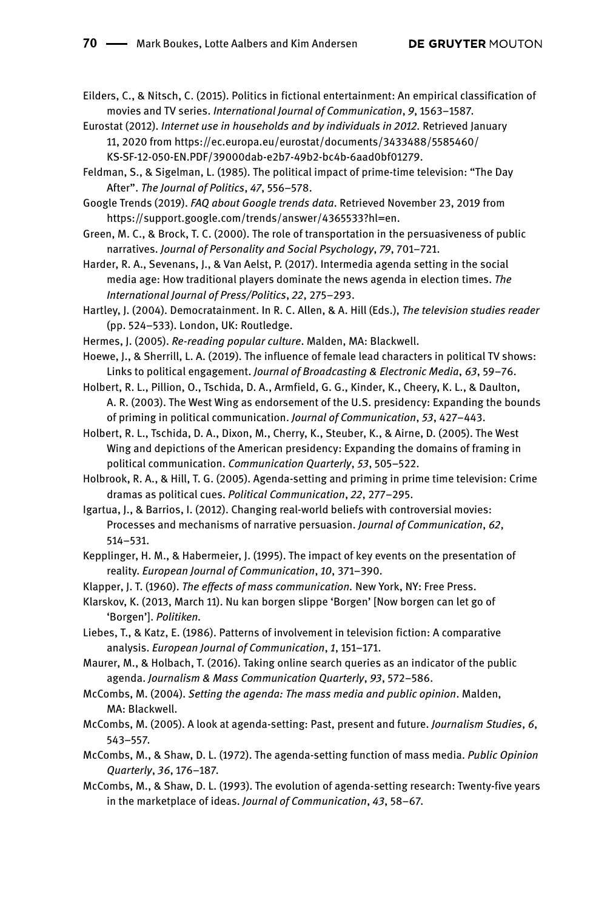Eilders, C., & Nitsch, C. (2015). Politics in fictional entertainment: An empirical classification of movies and TV series. *International Journal of Communication*, *9*, 1563–1587.

Eurostat (2012). *Internet use in households and by individuals in 2012.* Retrieved January 11, 2020 from https://ec.europa.eu/eurostat/documents/3433488/5585460/KS-SF-12-050-EN.PDF/39000dab-e2b7-49b2-bc4b-6aad0bf01279.

Feldman, S., & Sigelman, L. (1985). The political impact of prime-time television: "The Day After". *The Journal of Politics*, *47*, 556–578.

Google Trends (2019). *FAQ about Google trends data*. Retrieved November 23, 2019 from https://support.google.com/trends/answer/4365533?hl=en.

Green, M. C., & Brock, T. C. (2000). The role of transportation in the persuasiveness of public narratives. *Journal of Personality and Social Psychology*, *79*, 701–721.

Harder, R. A., Sevenans, J., & Van Aelst, P. (2017). Intermedia agenda setting in the social media age: How traditional players dominate the news agenda in election times. *The International Journal of Press/Politics*, *22*, 275–293.

Hartley, J. (2004). Democratainment. In R. C. Allen, & A. Hill (Eds.), *The television studies reader* (pp. 524–533). London, UK: Routledge.

Hermes, J. (2005). *Re-reading popular culture*. Malden, MA: Blackwell.

Hoewe, J., & Sherrill, L. A. (2019). The influence of female lead characters in political TV shows: Links to political engagement. *Journal of Broadcasting & Electronic Media*, *63*, 59–76.

Holbert, R. L., Pillion, O., Tschida, D. A., Armfield, G. G., Kinder, K., Cheery, K. L., & Daulton, A. R. (2003). The West Wing as endorsement of the U.S. presidency: Expanding the bounds of priming in political communication. *Journal of Communication*, *53*, 427–443.

Holbert, R. L., Tschida, D. A., Dixon, M., Cherry, K., Steuber, K., & Airne, D. (2005). The West Wing and depictions of the American presidency: Expanding the domains of framing in political communication. *Communication Quarterly*, *53*, 505–522.

Holbrook, R. A., & Hill, T. G. (2005). Agenda-setting and priming in prime time television: Crime dramas as political cues. *Political Communication*, *22*, 277–295.

Igartua, J., & Barrios, I. (2012). Changing real-world beliefs with controversial movies: Processes and mechanisms of narrative persuasion. *Journal of Communication*, *62*, 514–531.

Kepplinger, H. M., & Habermeier, J. (1995). The impact of key events on the presentation of reality. *European Journal of Communication*, *10*, 371–390.

Klapper, J. T. (1960). *The effects of mass communication.* New York, NY: Free Press.

Klarskov, K. (2013, March 11). Nu kan borgen slippe 'Borgen' [Now borgen can let go of 'Borgen']. *Politiken.*

Liebes, T., & Katz, E. (1986). Patterns of involvement in television fiction: A comparative analysis. *European Journal of Communication*, *1*, 151–171.

Maurer, M., & Holbach, T. (2016). Taking online search queries as an indicator of the public agenda. *Journalism & Mass Communication Quarterly*, *93*, 572–586.

McCombs, M. (2004). *Setting the agenda: The mass media and public opinion*. Malden, MA: Blackwell.

McCombs, M. (2005). A look at agenda-setting: Past, present and future. *Journalism Studies*, *6*, 543–557.

McCombs, M., & Shaw, D. L. (1972). The agenda-setting function of mass media. *Public Opinion Quarterly*, *36*, 176–187.

McCombs, M., & Shaw, D. L. (1993). The evolution of agenda-setting research: Twenty-five years in the marketplace of ideas. *Journal of Communication*, *43*, 58–67.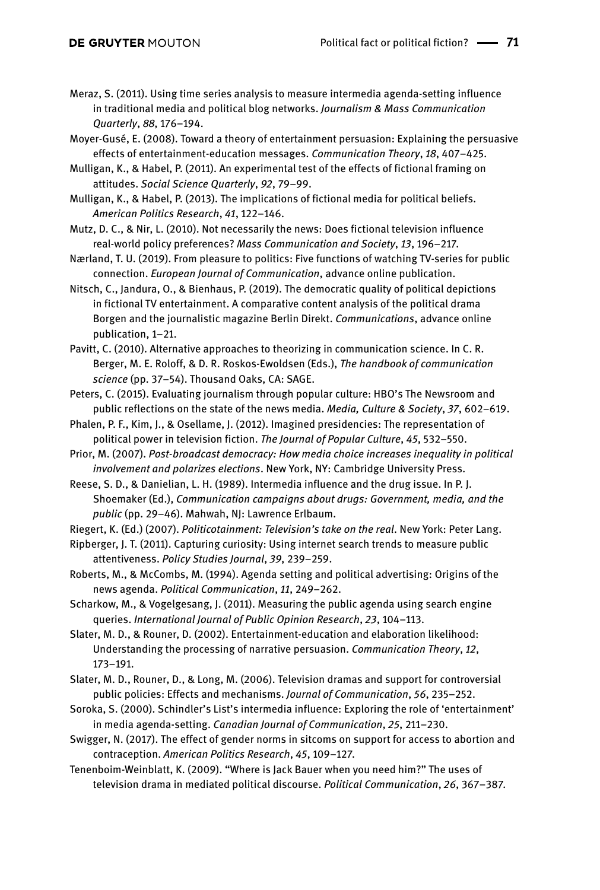Meraz, S. (2011). Using time series analysis to measure intermedia agenda-setting influence in traditional media and political blog networks. *Journalism & Mass Communication Quarterly*, *88*, 176–194.

Moyer-Gusé, E. (2008). Toward a theory of entertainment persuasion: Explaining the persuasive effects of entertainment-education messages. *Communication Theory*, *18*, 407–425.

Mulligan, K., & Habel, P. (2011). An experimental test of the effects of fictional framing on attitudes. *Social Science Quarterly*, *92*, 79–99.

Mulligan, K., & Habel, P. (2013). The implications of fictional media for political beliefs. *American Politics Research*, *41*, 122–146.

Mutz, D. C., & Nir, L. (2010). Not necessarily the news: Does fictional television influence real-world policy preferences? *Mass Communication and Society*, *13*, 196–217.

Nærland, T. U. (2019). From pleasure to politics: Five functions of watching TV-series for public connection. *European Journal of Communication*, advance online publication.

Nitsch, C., Jandura, O., & Bienhaus, P. (2019). The democratic quality of political depictions in fictional TV entertainment. A comparative content analysis of the political drama Borgen and the journalistic magazine Berlin Direkt. *Communications*, advance online publication, 1–21.

Pavitt, C. (2010). Alternative approaches to theorizing in communication science. In C. R. Berger, M. E. Roloff, & D. R. Roskos-Ewoldsen (Eds.), *The handbook of communication science* (pp. 37–54). Thousand Oaks, CA: SAGE.

Peters, C. (2015). Evaluating journalism through popular culture: HBO's The Newsroom and public reflections on the state of the news media. *Media, Culture & Society*, *37*, 602–619.

Phalen, P. F., Kim, J., & Osellame, J. (2012). Imagined presidencies: The representation of political power in television fiction. *The Journal of Popular Culture*, *45*, 532–550.

Prior, M. (2007). *Post-broadcast democracy: How media choice increases inequality in political involvement and polarizes elections*. New York, NY: Cambridge University Press.

Reese, S. D., & Danielian, L. H. (1989). Intermedia influence and the drug issue. In P. J. Shoemaker (Ed.), *Communication campaigns about drugs: Government, media, and the public* (pp. 29–46). Mahwah, NJ: Lawrence Erlbaum.

Riegert, K. (Ed.) (2007). *Politicotainment: Television's take on the real*. New York: Peter Lang.

Ripberger, J. T. (2011). Capturing curiosity: Using internet search trends to measure public attentiveness. *Policy Studies Journal*, *39*, 239–259.

Roberts, M., & McCombs, M. (1994). Agenda setting and political advertising: Origins of the news agenda. *Political Communication*, *11*, 249–262.

Scharkow, M., & Vogelgesang, J. (2011). Measuring the public agenda using search engine queries. *International Journal of Public Opinion Research*, *23*, 104–113.

Slater, M. D., & Rouner, D. (2002). Entertainment-education and elaboration likelihood: Understanding the processing of narrative persuasion. *Communication Theory*, *12*, 173–191.

Slater, M. D., Rouner, D., & Long, M. (2006). Television dramas and support for controversial public policies: Effects and mechanisms. *Journal of Communication*, *56*, 235–252.

Soroka, S. (2000). Schindler's List's intermedia influence: Exploring the role of 'entertainment' in media agenda-setting. *Canadian Journal of Communication*, *25*, 211–230.

Swigger, N. (2017). The effect of gender norms in sitcoms on support for access to abortion and contraception. *American Politics Research*, *45*, 109–127.

Tenenboim-Weinblatt, K. (2009). "Where is Jack Bauer when you need him?" The uses of television drama in mediated political discourse. *Political Communication*, *26*, 367–387.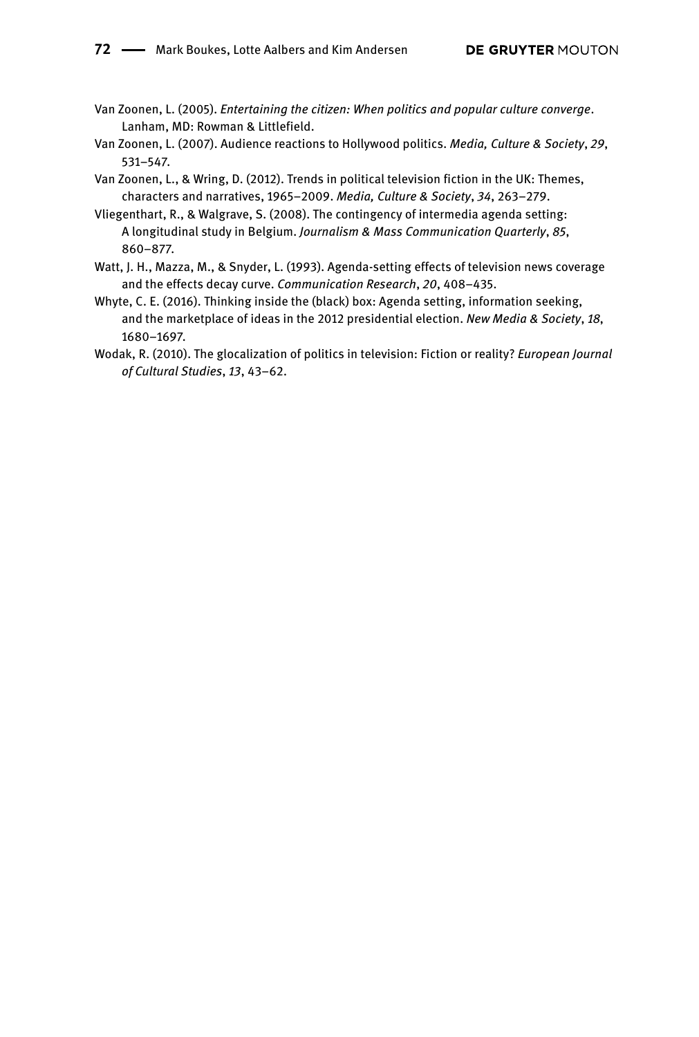Van Zoonen, L. (2005). *Entertaining the citizen: When politics and popular culture converge*. Lanham, MD: Rowman & Littlefield.

Van Zoonen, L. (2007). Audience reactions to Hollywood politics. *Media, Culture & Society*, *29*, 531–547.

Van Zoonen, L., & Wring, D. (2012). Trends in political television fiction in the UK: Themes, characters and narratives, 1965–2009. *Media, Culture & Society*, *34*, 263–279.

Vliegenthart, R., & Walgrave, S. (2008). The contingency of intermedia agenda setting: A longitudinal study in Belgium. *Journalism & Mass Communication Quarterly*, *85*, 860–877.

Watt, J. H., Mazza, M., & Snyder, L. (1993). Agenda-setting effects of television news coverage and the effects decay curve. *Communication Research*, *20*, 408–435.

Whyte, C. E. (2016). Thinking inside the (black) box: Agenda setting, information seeking, and the marketplace of ideas in the 2012 presidential election. *New Media & Society*, *18*, 1680–1697.

Wodak, R. (2010). The glocalization of politics in television: Fiction or reality? *European Journal of Cultural Studies*, *13*, 43–62.